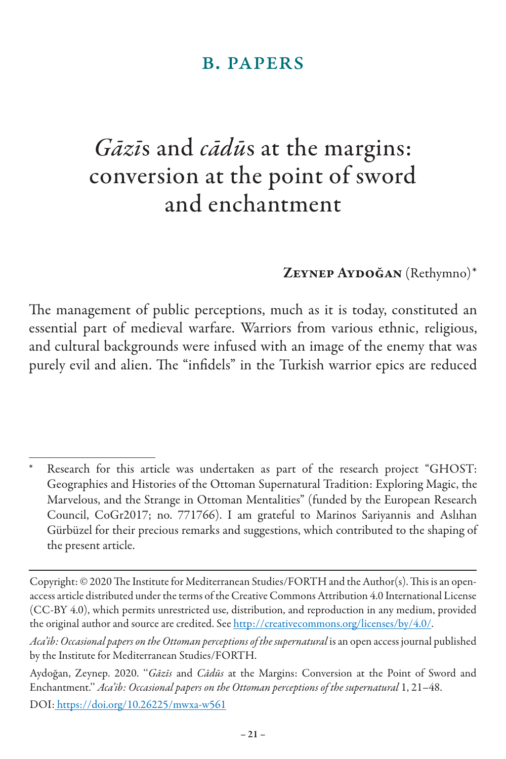## B. PAPERS

# *Gāzī*s and *cādū*s at the margins: conversion at the point of sword and enchantment

**Zeynep Aydoğan** (Rethymno)*

The management of public perceptions, much as it is today, constituted an essential part of medieval warfare. Warriors from various ethnic, religious, and cultural backgrounds were infused with an image of the enemy that was purely evil and alien. The "infidels" in the Turkish warrior epics are reduced

---

\* Research for this article was undertaken as part of the research project "GHOST: Geographies and Histories of the Ottoman Supernatural Tradition: Exploring Magic, the Marvelous, and the Strange in Ottoman Mentalities" (funded by the European Research Council, CoGr2017; no. 771766). I am grateful to Marinos Sariyannis and Aslıhan Gürbüzel for their precious remarks and suggestions, which contributed to the shaping of the present article.

---

Copyright: © 2020 The Institute for Mediterranean Studies/FORTH and the Author(s). This is an open-access article distributed under the terms of the Creative Commons Attribution 4.0 International License (CC-BY 4.0), which permits unrestricted use, distribution, and reproduction in any medium, provided the original author and source are credited. See http://creativecommons.org/licenses/by/4.0/.

*Aca'ib: Occasional papers on the Ottoman perceptions of the supernatural* is an open access journal published by the Institute for Mediterranean Studies/FORTH.

Aydoğan, Zeynep. 2020. "*Gāzīs* and *Cādūs* at the Margins: Conversion at the Point of Sword and Enchantment." *Aca'ib: Occasional papers on the Ottoman perceptions of the supernatural* 1, 21–48.

DOI: https://doi.org/10.26225/mwxa-w561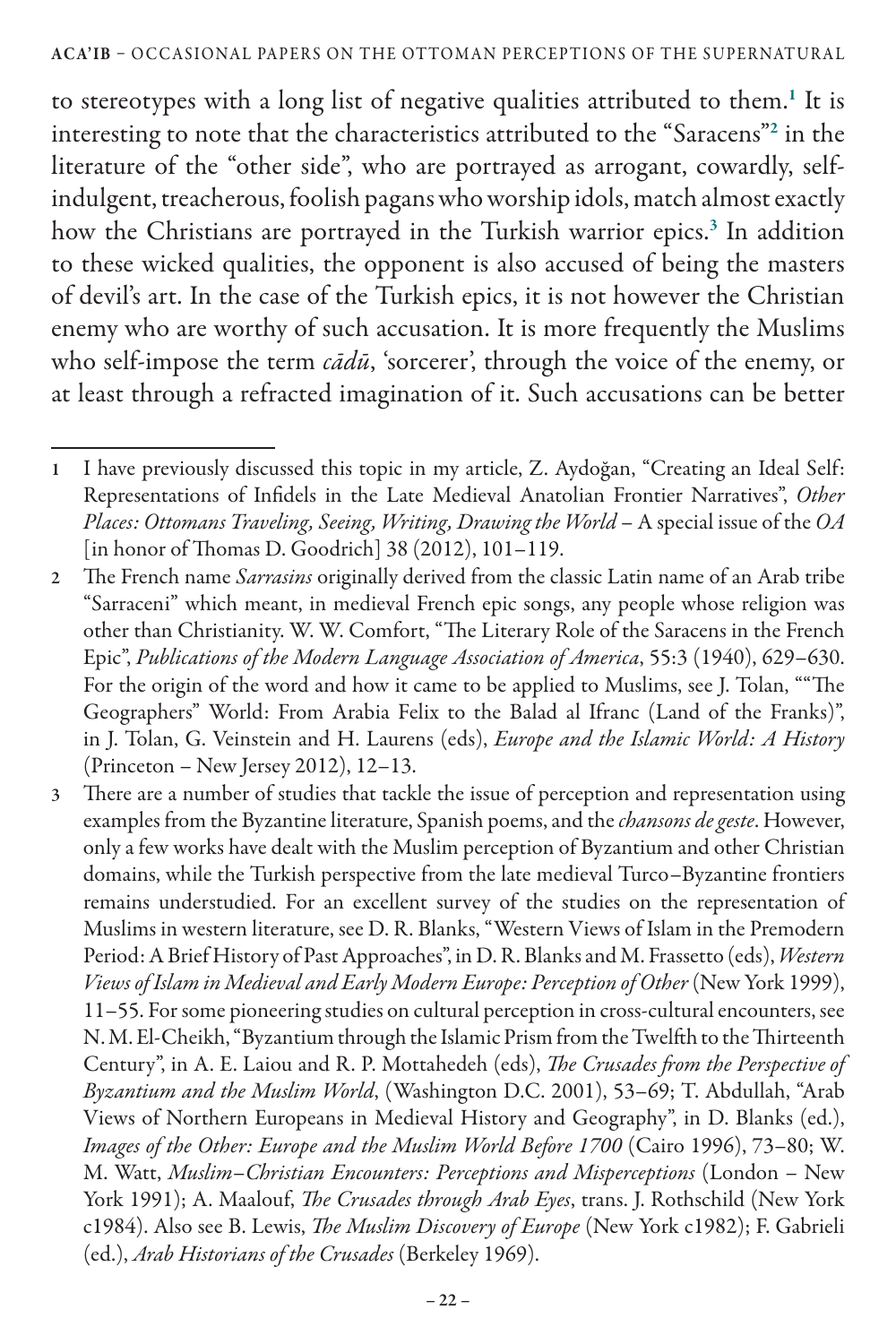to stereotypes with a long list of negative qualities attributed to them.[1] It is interesting to note that the characteristics attributed to the "Saracens"[2] in the literature of the "other side", who are portrayed as arrogant, cowardly, self-indulgent, treacherous, foolish pagans who worship idols, match almost exactly how the Christians are portrayed in the Turkish warrior epics.[3] In addition to these wicked qualities, the opponent is also accused of being the masters of devil's art. In the case of the Turkish epics, it is not however the Christian enemy who are worthy of such accusation. It is more frequently the Muslims who self-impose the term *cādū*, 'sorcerer', through the voice of the enemy, or at least through a refracted imagination of it. Such accusations can be better

---

1 I have previously discussed this topic in my article, Z. Aydoğan, "Creating an Ideal Self: Representations of Infidels in the Late Medieval Anatolian Frontier Narratives", *Other Places: Ottomans Traveling, Seeing, Writing, Drawing the World* – A special issue of the *OA* [in honor of Thomas D. Goodrich] 38 (2012), 101–119.

2 The French name *Sarrasins* originally derived from the classic Latin name of an Arab tribe "Sarraceni" which meant, in medieval French epic songs, any people whose religion was other than Christianity. W. W. Comfort, "The Literary Role of the Saracens in the French Epic", *Publications of the Modern Language Association of America*, 55:3 (1940), 629–630. For the origin of the word and how it came to be applied to Muslims, see J. Tolan, ""The Geographers" World: From Arabia Felix to the Balad al Ifranc (Land of the Franks)", in J. Tolan, G. Veinstein and H. Laurens (eds), *Europe and the Islamic World: A History* (Princeton – New Jersey 2012), 12–13.

3 There are a number of studies that tackle the issue of perception and representation using examples from the Byzantine literature, Spanish poems, and the *chansons de geste*. However, only a few works have dealt with the Muslim perception of Byzantium and other Christian domains, while the Turkish perspective from the late medieval Turco–Byzantine frontiers remains understudied. For an excellent survey of the studies on the representation of Muslims in western literature, see D. R. Blanks, "Western Views of Islam in the Premodern Period: A Brief History of Past Approaches", in D. R. Blanks and M. Frassetto (eds), *Western Views of Islam in Medieval and Early Modern Europe: Perception of Other* (New York 1999), 11–55. For some pioneering studies on cultural perception in cross-cultural encounters, see N. M. El-Cheikh, "Byzantium through the Islamic Prism from the Twelfth to the Thirteenth Century", in A. E. Laiou and R. P. Mottahedeh (eds), *The Crusades from the Perspective of Byzantium and the Muslim World*, (Washington D.C. 2001), 53–69; T. Abdullah, "Arab Views of Northern Europeans in Medieval History and Geography", in D. Blanks (ed.), *Images of the Other: Europe and the Muslim World Before 1700* (Cairo 1996), 73–80; W. M. Watt, *Muslim–Christian Encounters: Perceptions and Misperceptions* (London – New York 1991); A. Maalouf, *The Crusades through Arab Eyes*, trans. J. Rothschild (New York c1984). Also see B. Lewis, *The Muslim Discovery of Europe* (New York c1982); F. Gabrieli (ed.), *Arab Historians of the Crusades* (Berkeley 1969).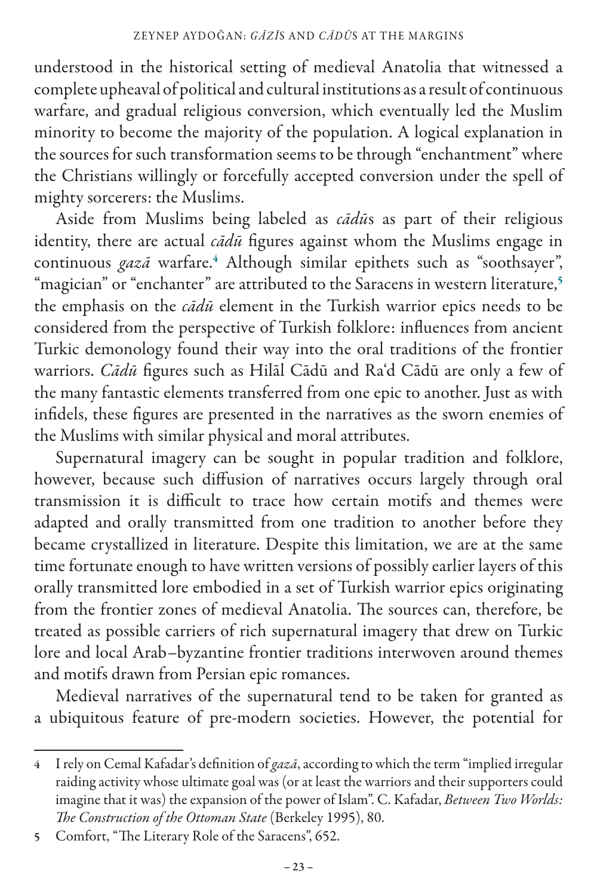understood in the historical setting of medieval Anatolia that witnessed a complete upheaval of political and cultural institutions as a result of continuous warfare, and gradual religious conversion, which eventually led the Muslim minority to become the majority of the population. A logical explanation in the sources for such transformation seems to be through "enchantment" where the Christians willingly or forcefully accepted conversion under the spell of mighty sorcerers: the Muslims.

Aside from Muslims being labeled as *cādū*s as part of their religious identity, there are actual *cādū* figures against whom the Muslims engage in continuous *gazā* warfare.[4] Although similar epithets such as "soothsayer", "magician" or "enchanter" are attributed to the Saracens in western literature,[5] the emphasis on the *cādū* element in the Turkish warrior epics needs to be considered from the perspective of Turkish folklore: influences from ancient Turkic demonology found their way into the oral traditions of the frontier warriors. *Cādū* figures such as Hilāl Cādū and Ra'd Cādū are only a few of the many fantastic elements transferred from one epic to another. Just as with infidels, these figures are presented in the narratives as the sworn enemies of the Muslims with similar physical and moral attributes.

Supernatural imagery can be sought in popular tradition and folklore, however, because such diffusion of narratives occurs largely through oral transmission it is difficult to trace how certain motifs and themes were adapted and orally transmitted from one tradition to another before they became crystallized in literature. Despite this limitation, we are at the same time fortunate enough to have written versions of possibly earlier layers of this orally transmitted lore embodied in a set of Turkish warrior epics originating from the frontier zones of medieval Anatolia. The sources can, therefore, be treated as possible carriers of rich supernatural imagery that drew on Turkic lore and local Arab–byzantine frontier traditions interwoven around themes and motifs drawn from Persian epic romances.

Medieval narratives of the supernatural tend to be taken for granted as a ubiquitous feature of pre-modern societies. However, the potential for

---

4 I rely on Cemal Kafadar's definition of *gazā*, according to which the term "implied irregular raiding activity whose ultimate goal was (or at least the warriors and their supporters could imagine that it was) the expansion of the power of Islam". C. Kafadar, *Between Two Worlds: The Construction of the Ottoman State* (Berkeley 1995), 80.

5 Comfort, "The Literary Role of the Saracens", 652.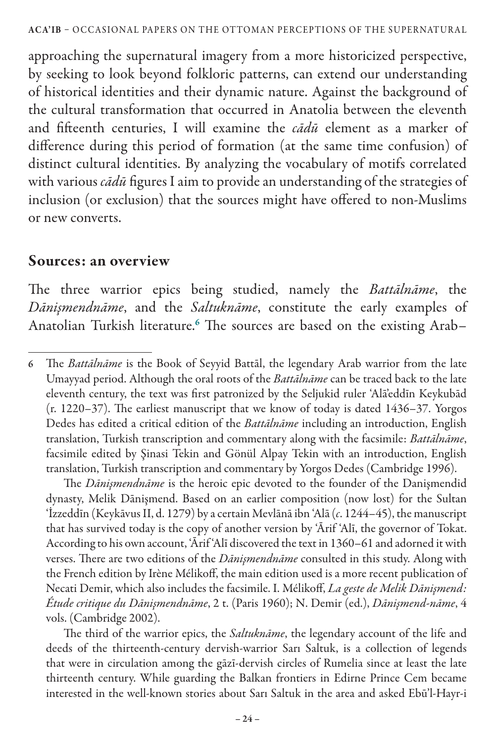approaching the supernatural imagery from a more historicized perspective, by seeking to look beyond folkloric patterns, can extend our understanding of historical identities and their dynamic nature. Against the background of the cultural transformation that occurred in Anatolia between the eleventh and fifteenth centuries, I will examine the *cādū* element as a marker of difference during this period of formation (at the same time confusion) of distinct cultural identities. By analyzing the vocabulary of motifs correlated with various *cādū* figures I aim to provide an understanding of the strategies of inclusion (or exclusion) that the sources might have offered to non-Muslims or new converts.

## Sources: an overview

The three warrior epics being studied, namely the *Battālnāme*, the *Dānişmendnāme*, and the *Saltuknāme*, constitute the early examples of Anatolian Turkish literature.[6] The sources are based on the existing Arab–

---

6 The *Battālnāme* is the Book of Seyyid Battāl, the legendary Arab warrior from the late Umayyad period. Although the oral roots of the *Battālnāme* can be traced back to the late eleventh century, the text was first patronized by the Seljukid ruler ʿAlāʾeddīn Keykubād (r. 1220–37). The earliest manuscript that we know of today is dated 1436–37. Yorgos Dedes has edited a critical edition of the *Battālnāme* including an introduction, English translation, Turkish transcription and commentary along with the facsimile: *Battālnāme*, facsimile edited by Şinasi Tekin and Gönül Alpay Tekin with an introduction, English translation, Turkish transcription and commentary by Yorgos Dedes (Cambridge 1996).

The *Dānişmendnāme* is the heroic epic devoted to the founder of the Danişmendid dynasty, Melik Dānişmend. Based on an earlier composition (now lost) for the Sultan ʿİzzeddīn (Keykāvus II, d. 1279) by a certain Mevlānā ibn ʿAlā (*c*. 1244–45), the manuscript that has survived today is the copy of another version by ʿĀrif ʿAlī, the governor of Tokat. According to his own account, ʿĀrif ʿAlī discovered the text in 1360–61 and adorned it with verses. There are two editions of the *Dānişmendnāme* consulted in this study. Along with the French edition by Irène Mélikoff, the main edition used is a more recent publication of Necati Demir, which also includes the facsimile. I. Mélikoff, *La geste de Melik Dānişmend: Étude critique du Dānişmendnāme*, 2 t. (Paris 1960); N. Demir (ed.), *Dānişmend-nāme*, 4 vols. (Cambridge 2002).

The third of the warrior epics, the *Saltuknāme*, the legendary account of the life and deeds of the thirteenth-century dervish-warrior Sarı Saltuk, is a collection of legends that were in circulation among the gāzī-dervish circles of Rumelia since at least the late thirteenth century. While guarding the Balkan frontiers in Edirne Prince Cem became interested in the well-known stories about Sarı Saltuk in the area and asked Ebūʾl-Hayr-i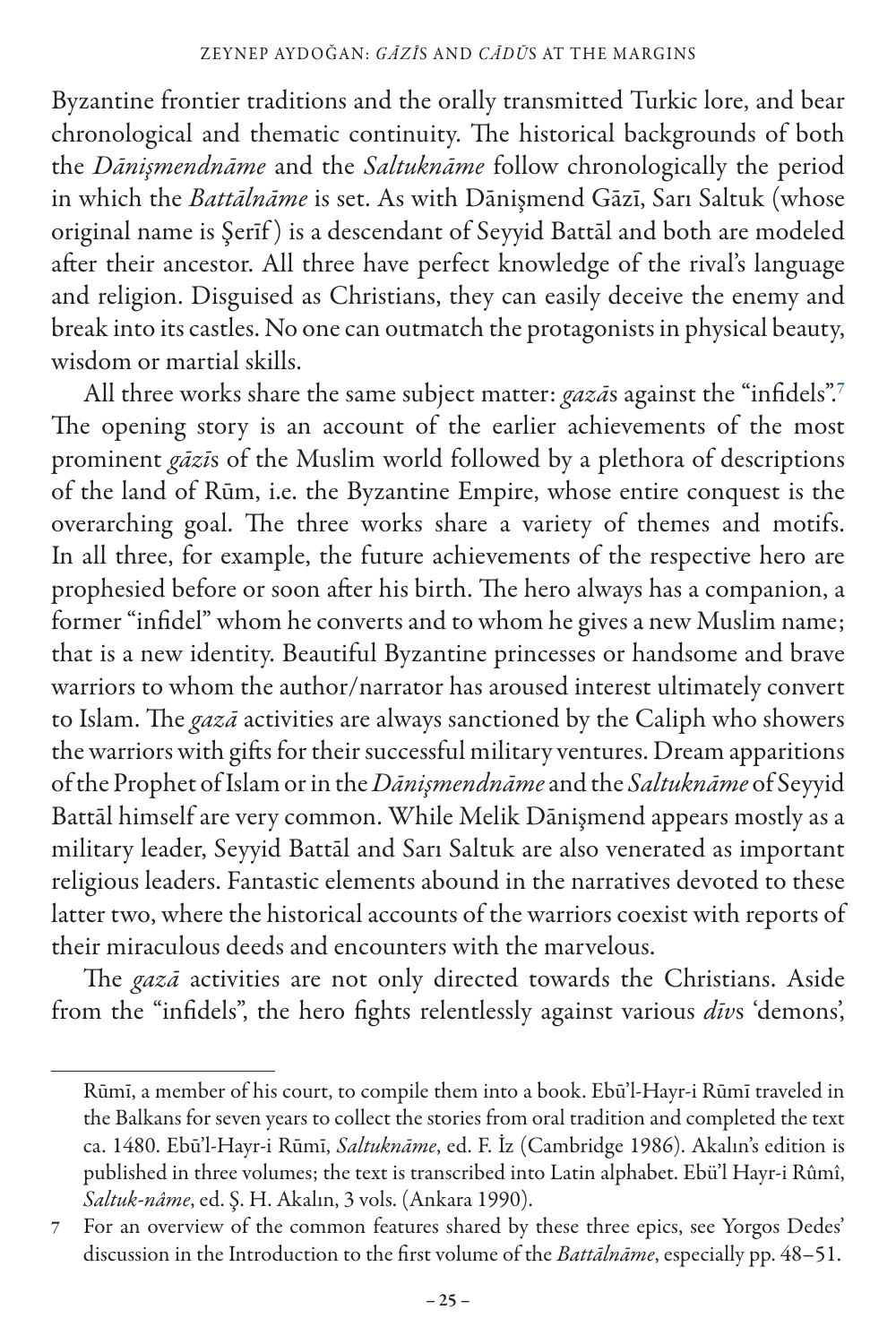Byzantine frontier traditions and the orally transmitted Turkic lore, and bear chronological and thematic continuity. The historical backgrounds of both the *Dānişmendnāme* and the *Saltuknāme* follow chronologically the period in which the *Battālnāme* is set. As with Dānişmend Gāzī, Sarı Saltuk (whose original name is Şerīf) is a descendant of Seyyid Battāl and both are modeled after their ancestor. All three have perfect knowledge of the rival's language and religion. Disguised as Christians, they can easily deceive the enemy and break into its castles. No one can outmatch the protagonists in physical beauty, wisdom or martial skills.

All three works share the same subject matter: *gazā*s against the "infidels".[7] The opening story is an account of the earlier achievements of the most prominent *gāzī*s of the Muslim world followed by a plethora of descriptions of the land of Rūm, i.e. the Byzantine Empire, whose entire conquest is the overarching goal. The three works share a variety of themes and motifs. In all three, for example, the future achievements of the respective hero are prophesied before or soon after his birth. The hero always has a companion, a former "infidel" whom he converts and to whom he gives a new Muslim name; that is a new identity. Beautiful Byzantine princesses or handsome and brave warriors to whom the author/narrator has aroused interest ultimately convert to Islam. The *gazā* activities are always sanctioned by the Caliph who showers the warriors with gifts for their successful military ventures. Dream apparitions of the Prophet of Islam or in the *Dānişmendnāme* and the *Saltuknāme* of Seyyid Battāl himself are very common. While Melik Dānişmend appears mostly as a military leader, Seyyid Battāl and Sarı Saltuk are also venerated as important religious leaders. Fantastic elements abound in the narratives devoted to these latter two, where the historical accounts of the warriors coexist with reports of their miraculous deeds and encounters with the marvelous.

The *gazā* activities are not only directed towards the Christians. Aside from the "infidels", the hero fights relentlessly against various *dīv*s 'demons',

---

Rūmī, a member of his court, to compile them into a book. Ebū'l-Hayr-i Rūmī traveled in the Balkans for seven years to collect the stories from oral tradition and completed the text ca. 1480. Ebū'l-Hayr-i Rūmī, *Saltuknāme*, ed. F. İz (Cambridge 1986). Akalın's edition is published in three volumes; the text is transcribed into Latin alphabet. Ebü'l Hayr-i Rûmî, *Saltuk-nâme*, ed. Ş. H. Akalın, 3 vols. (Ankara 1990).

7 For an overview of the common features shared by these three epics, see Yorgos Dedes' discussion in the Introduction to the first volume of the *Battālnāme*, especially pp. 48–51.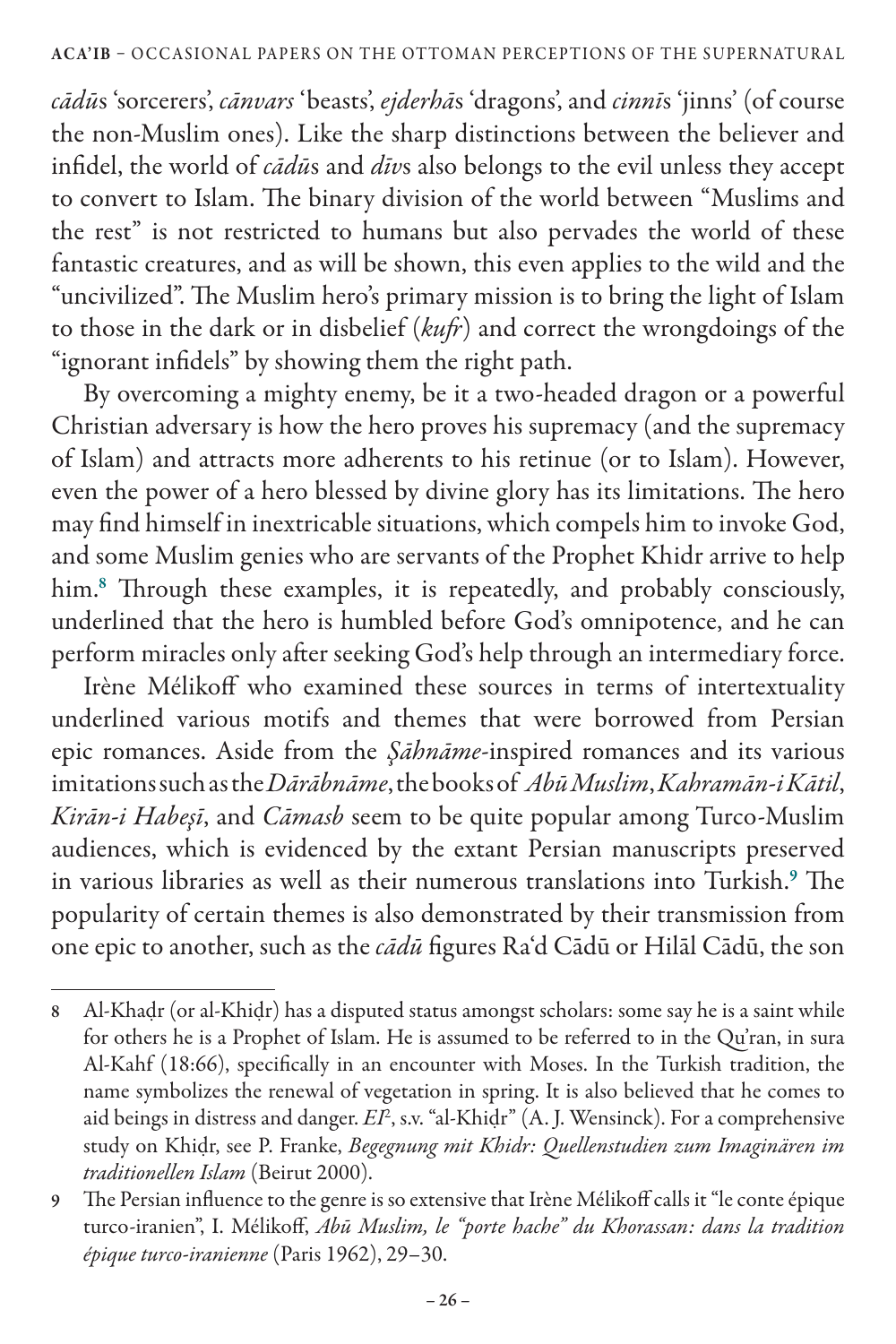*cādū*s 'sorcerers', *cānvars* 'beasts', *ejderhā*s 'dragons', and *cinnī*s 'jinns' (of course the non-Muslim ones). Like the sharp distinctions between the believer and infidel, the world of *cādū*s and *dīv*s also belongs to the evil unless they accept to convert to Islam. The binary division of the world between "Muslims and the rest" is not restricted to humans but also pervades the world of these fantastic creatures, and as will be shown, this even applies to the wild and the "uncivilized". The Muslim hero's primary mission is to bring the light of Islam to those in the dark or in disbelief (*kufr*) and correct the wrongdoings of the "ignorant infidels" by showing them the right path.

By overcoming a mighty enemy, be it a two-headed dragon or a powerful Christian adversary is how the hero proves his supremacy (and the supremacy of Islam) and attracts more adherents to his retinue (or to Islam). However, even the power of a hero blessed by divine glory has its limitations. The hero may find himself in inextricable situations, which compels him to invoke God, and some Muslim genies who are servants of the Prophet Khidr arrive to help him.[8] Through these examples, it is repeatedly, and probably consciously, underlined that the hero is humbled before God's omnipotence, and he can perform miracles only after seeking God's help through an intermediary force.

Irène Mélikoff who examined these sources in terms of intertextuality underlined various motifs and themes that were borrowed from Persian epic romances. Aside from the *Şāhnāme*-inspired romances and its various imitations such as the *Dārābnāme*, the books of *Abū Muslim*, *Kahramān-i Kātil*, *Kirān-i Habeşī*, and *Cāmasb* seem to be quite popular among Turco-Muslim audiences, which is evidenced by the extant Persian manuscripts preserved in various libraries as well as their numerous translations into Turkish.[9] The popularity of certain themes is also demonstrated by their transmission from one epic to another, such as the *cādū* figures Ra'd Cādū or Hilāl Cādū, the son

---

8 Al-Khaḍr (or al-Khiḍr) has a disputed status amongst scholars: some say he is a saint while for others he is a Prophet of Islam. He is assumed to be referred to in the Qu'ran, in sura Al-Kahf (18:66), specifically in an encounter with Moses. In the Turkish tradition, the name symbolizes the renewal of vegetation in spring. It is also believed that he comes to aid beings in distress and danger. *EI*², s.v. "al-Khiḍr" (A. J. Wensinck). For a comprehensive study on Khiḍr, see P. Franke, *Begegnung mit Khidr: Quellenstudien zum Imaginären im traditionellen Islam* (Beirut 2000).

9 The Persian influence to the genre is so extensive that Irène Mélikoff calls it "le conte épique turco-iranien", I. Mélikoff, *Abū Muslim, le "porte hache" du Khorassan: dans la tradition épique turco-iranienne* (Paris 1962), 29–30.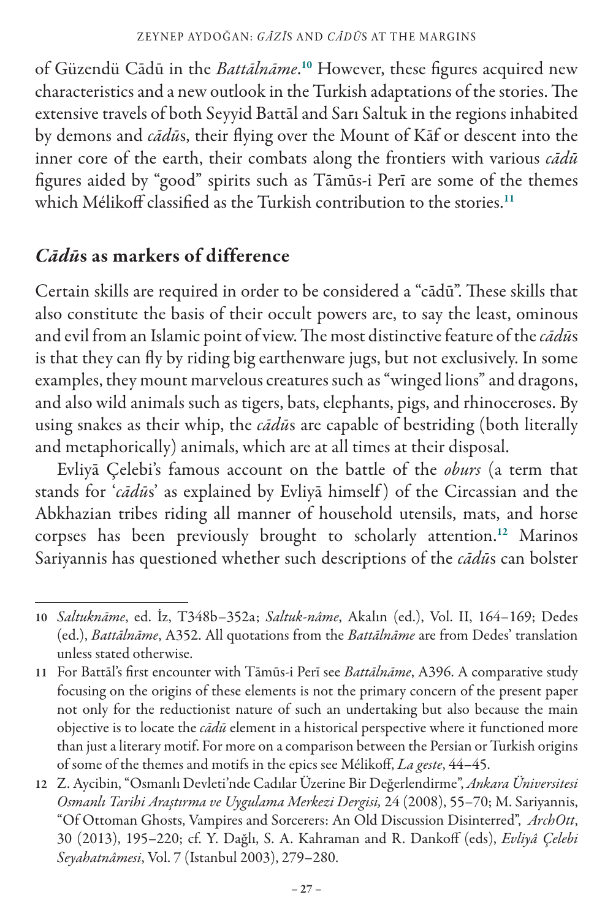of Güzendü Cādū in the *Battālnāme*.[10] However, these figures acquired new characteristics and a new outlook in the Turkish adaptations of the stories. The extensive travels of both Seyyid Battāl and Sarı Saltuk in the regions inhabited by demons and *cādū*s, their flying over the Mount of Kāf or descent into the inner core of the earth, their combats along the frontiers with various *cādū* figures aided by "good" spirits such as Tāmūs-i Perī are some of the themes which Mélikoff classified as the Turkish contribution to the stories.[11]

## *Cādū*s as markers of difference

Certain skills are required in order to be considered a "cādū". These skills that also constitute the basis of their occult powers are, to say the least, ominous and evil from an Islamic point of view. The most distinctive feature of the *cādū*s is that they can fly by riding big earthenware jugs, but not exclusively. In some examples, they mount marvelous creatures such as "winged lions" and dragons, and also wild animals such as tigers, bats, elephants, pigs, and rhinoceroses. By using snakes as their whip, the *cādū*s are capable of bestriding (both literally and metaphorically) animals, which are at all times at their disposal.

Evliyā Çelebi's famous account on the battle of the *oburs* (a term that stands for '*cādū*s' as explained by Evliyā himself) of the Circassian and the Abkhazian tribes riding all manner of household utensils, mats, and horse corpses has been previously brought to scholarly attention.[12] Marinos Sariyannis has questioned whether such descriptions of the *cādū*s can bolster

---

10 *Saltuknāme*, ed. İz, T348b–352a; *Saltuk-nâme*, Akalın (ed.), Vol. II, 164–169; Dedes (ed.), *Battālnāme*, A352. All quotations from the *Battālnāme* are from Dedes' translation unless stated otherwise.

11 For Battāl's first encounter with Tāmūs-i Perī see *Battālnāme*, A396. A comparative study focusing on the origins of these elements is not the primary concern of the present paper not only for the reductionist nature of such an undertaking but also because the main objective is to locate the *cādū* element in a historical perspective where it functioned more than just a literary motif. For more on a comparison between the Persian or Turkish origins of some of the themes and motifs in the epics see Mélikoff, *La geste*, 44–45.

12 Z. Aycibin, "Osmanlı Devleti'nde Cadılar Üzerine Bir Değerlendirme", *Ankara Üniversitesi Osmanlı Tarihi Araştırma ve Uygulama Merkezi Dergisi,* 24 (2008), 55–70; M. Sariyannis, "Of Ottoman Ghosts, Vampires and Sorcerers: An Old Discussion Disinterred", *ArchOtt*, 30 (2013), 195–220; cf. Y. Dağlı, S. A. Kahraman and R. Dankoff (eds), *Evliyâ Çelebi Seyahatnâmesi*, Vol. 7 (Istanbul 2003), 279–280.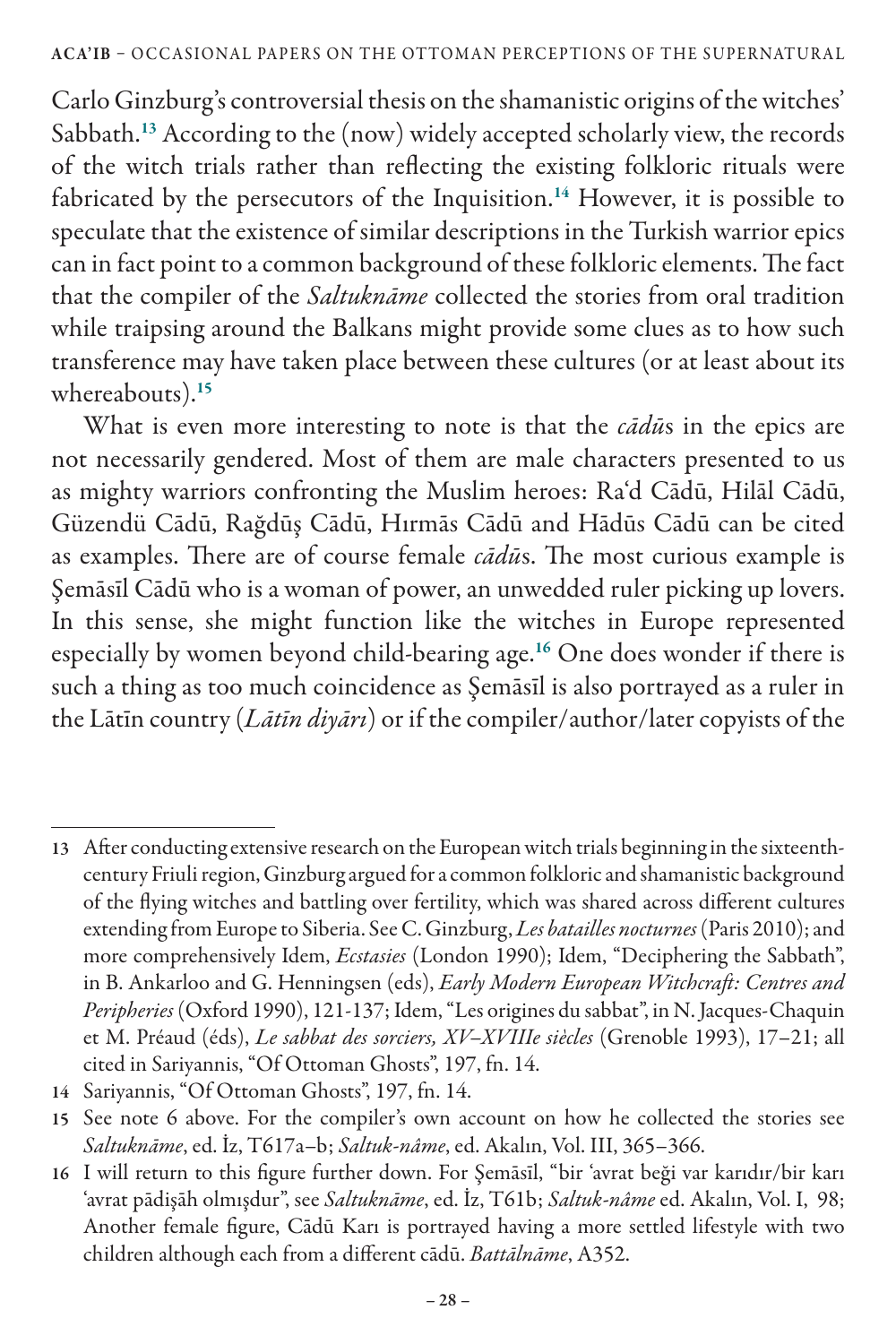Carlo Ginzburg's controversial thesis on the shamanistic origins of the witches' Sabbath.[13] According to the (now) widely accepted scholarly view, the records of the witch trials rather than reflecting the existing folkloric rituals were fabricated by the persecutors of the Inquisition.[14] However, it is possible to speculate that the existence of similar descriptions in the Turkish warrior epics can in fact point to a common background of these folkloric elements. The fact that the compiler of the *Saltuknāme* collected the stories from oral tradition while traipsing around the Balkans might provide some clues as to how such transference may have taken place between these cultures (or at least about its whereabouts).[15]

What is even more interesting to note is that the *cādū*s in the epics are not necessarily gendered. Most of them are male characters presented to us as mighty warriors confronting the Muslim heroes: Ra'd Cādū, Hilāl Cādū, Güzendü Cādū, Rağdūş Cādū, Hırmās Cādū and Hādūs Cādū can be cited as examples. There are of course female *cādū*s. The most curious example is Şemāsīl Cādū who is a woman of power, an unwedded ruler picking up lovers. In this sense, she might function like the witches in Europe represented especially by women beyond child-bearing age.[16] One does wonder if there is such a thing as too much coincidence as Şemāsīl is also portrayed as a ruler in the Lātīn country (*Lātīn diyārı*) or if the compiler/author/later copyists of the

---

13 After conducting extensive research on the European witch trials beginning in the sixteenth-century Friuli region, Ginzburg argued for a common folkloric and shamanistic background of the flying witches and battling over fertility, which was shared across different cultures extending from Europe to Siberia. See C. Ginzburg, *Les batailles nocturnes* (Paris 2010); and more comprehensively Idem, *Ecstasies* (London 1990); Idem, "Deciphering the Sabbath", in B. Ankarloo and G. Henningsen (eds), *Early Modern European Witchcraft: Centres and Peripheries* (Oxford 1990), 121-137; Idem, "Les origines du sabbat", in N. Jacques-Chaquin et M. Préaud (éds), *Le sabbat des sorciers, XV–XVIIIe siècles* (Grenoble 1993), 17–21; all cited in Sariyannis, "Of Ottoman Ghosts", 197, fn. 14.

14 Sariyannis, "Of Ottoman Ghosts", 197, fn. 14.

15 See note 6 above. For the compiler's own account on how he collected the stories see *Saltuknāme*, ed. İz, T617a–b; *Saltuk-nâme*, ed. Akalın, Vol. III, 365–366.

16 I will return to this figure further down. For Şemāsīl, "bir 'avrat beği var karıdır/bir karı 'avrat pādişāh olmışdur", see *Saltuknāme*, ed. İz, T61b; *Saltuk-nâme* ed. Akalın, Vol. I, 98; Another female figure, Cādū Karı is portrayed having a more settled lifestyle with two children although each from a different cādū. *Battālnāme*, A352.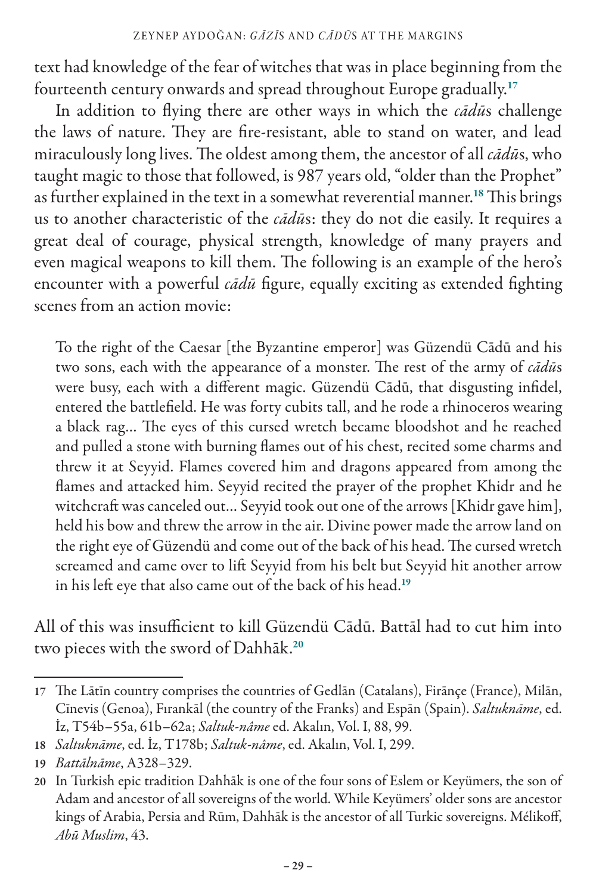text had knowledge of the fear of witches that was in place beginning from the fourteenth century onwards and spread throughout Europe gradually.[17]

In addition to flying there are other ways in which the *cādū*s challenge the laws of nature. They are fire-resistant, able to stand on water, and lead miraculously long lives. The oldest among them, the ancestor of all *cādū*s, who taught magic to those that followed, is 987 years old, "older than the Prophet" as further explained in the text in a somewhat reverential manner.[18] This brings us to another characteristic of the *cādū*s: they do not die easily. It requires a great deal of courage, physical strength, knowledge of many prayers and even magical weapons to kill them. The following is an example of the hero's encounter with a powerful *cādū* figure, equally exciting as extended fighting scenes from an action movie:

> To the right of the Caesar [the Byzantine emperor] was Güzendü Cādū and his two sons, each with the appearance of a monster. The rest of the army of *cādū*s were busy, each with a different magic. Güzendü Cādū, that disgusting infidel, entered the battlefield. He was forty cubits tall, and he rode a rhinoceros wearing a black rag… The eyes of this cursed wretch became bloodshot and he reached and pulled a stone with burning flames out of his chest, recited some charms and threw it at Seyyid. Flames covered him and dragons appeared from among the flames and attacked him. Seyyid recited the prayer of the prophet Khidr and he witchcraft was canceled out… Seyyid took out one of the arrows [Khidr gave him], held his bow and threw the arrow in the air. Divine power made the arrow land on the right eye of Güzendü and come out of the back of his head. The cursed wretch screamed and came over to lift Seyyid from his belt but Seyyid hit another arrow in his left eye that also came out of the back of his head.[19]

All of this was insufficient to kill Güzendü Cādū. Battāl had to cut him into two pieces with the sword of Dahhāk.[20]

---

17 The Lātīn country comprises the countries of Gedlān (Catalans), Firānçe (France), Milān, Cīnevis (Genoa), Fırankāl (the country of the Franks) and Espān (Spain). *Saltuknāme*, ed. İz, T54b–55a, 61b–62a; *Saltuk-nâme* ed. Akalın, Vol. I, 88, 99.

18 *Saltuknāme*, ed. İz, T178b; *Saltuk-nâme*, ed. Akalın, Vol. I, 299.

19 *Battālnāme*, A328–329.

20 In Turkish epic tradition Dahhāk is one of the four sons of Eslem or Keyümers, the son of Adam and ancestor of all sovereigns of the world. While Keyümers' older sons are ancestor kings of Arabia, Persia and Rūm, Dahhāk is the ancestor of all Turkic sovereigns. Mélikoff, *Abū Muslim*, 43.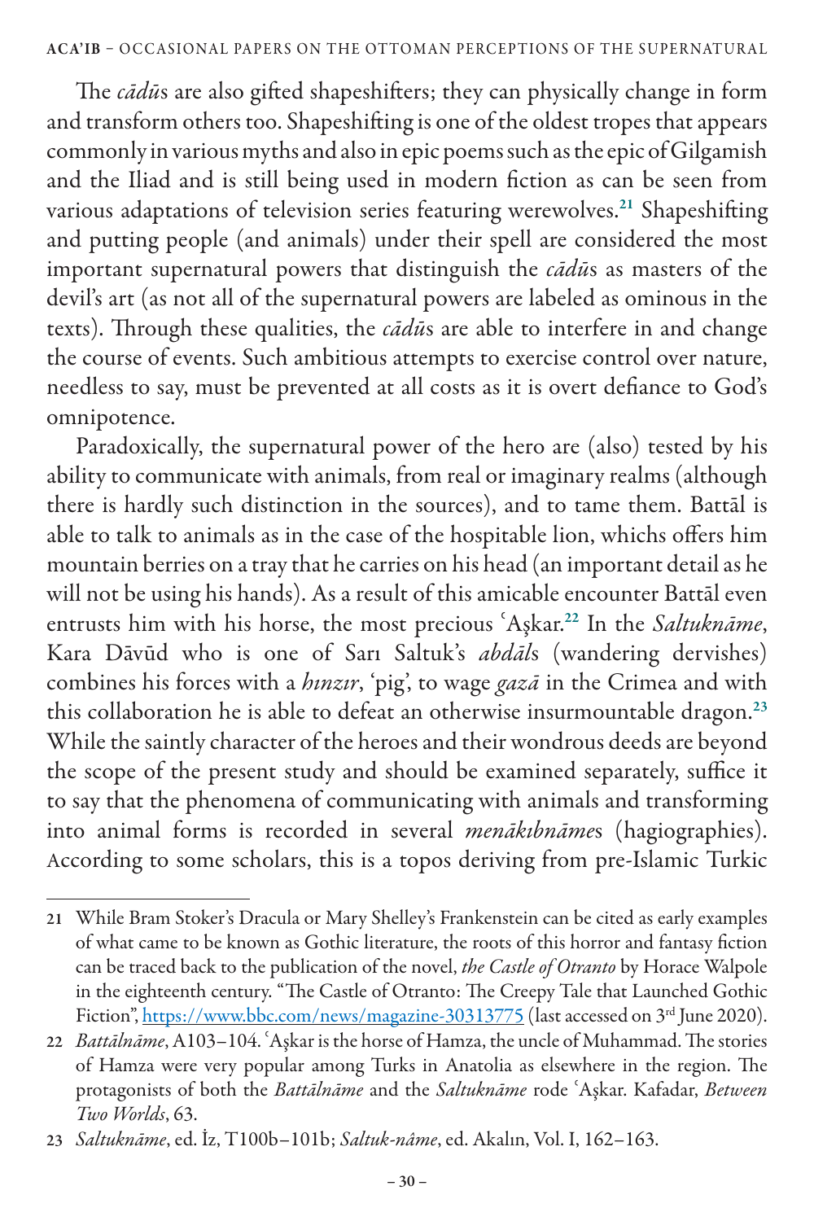The *cādū*s are also gifted shapeshifters; they can physically change in form and transform others too. Shapeshifting is one of the oldest tropes that appears commonly in various myths and also in epic poems such as the epic of Gilgamish and the Iliad and is still being used in modern fiction as can be seen from various adaptations of television series featuring werewolves.[21] Shapeshifting and putting people (and animals) under their spell are considered the most important supernatural powers that distinguish the *cādū*s as masters of the devil's art (as not all of the supernatural powers are labeled as ominous in the texts). Through these qualities, the *cādū*s are able to interfere in and change the course of events. Such ambitious attempts to exercise control over nature, needless to say, must be prevented at all costs as it is overt defiance to God's omnipotence.

Paradoxically, the supernatural power of the hero are (also) tested by his ability to communicate with animals, from real or imaginary realms (although there is hardly such distinction in the sources), and to tame them. Battāl is able to talk to animals as in the case of the hospitable lion, whichs offers him mountain berries on a tray that he carries on his head (an important detail as he will not be using his hands). As a result of this amicable encounter Battāl even entrusts him with his horse, the most precious ʿAşkar.[22] In the *Saltuknāme*, Kara Dāvūd who is one of Sarı Saltuk's *abdāl*s (wandering dervishes) combines his forces with a *hınzır*, 'pig', to wage *gazā* in the Crimea and with this collaboration he is able to defeat an otherwise insurmountable dragon.[23] While the saintly character of the heroes and their wondrous deeds are beyond the scope of the present study and should be examined separately, suffice it to say that the phenomena of communicating with animals and transforming into animal forms is recorded in several *menākıbnāme*s (hagiographies). According to some scholars, this is a topos deriving from pre-Islamic Turkic

---

21 While Bram Stoker's Dracula or Mary Shelley's Frankenstein can be cited as early examples of what came to be known as Gothic literature, the roots of this horror and fantasy fiction can be traced back to the publication of the novel, *the Castle of Otranto* by Horace Walpole in the eighteenth century. "The Castle of Otranto: The Creepy Tale that Launched Gothic Fiction", https://www.bbc.com/news/magazine-30313775 (last accessed on 3rd June 2020).

22 *Battālnāme*, A103–104. ʿAşkar is the horse of Hamza, the uncle of Muhammad. The stories of Hamza were very popular among Turks in Anatolia as elsewhere in the region. The protagonists of both the *Battālnāme* and the *Saltuknāme* rode ʿAşkar. Kafadar, *Between Two Worlds*, 63.

23 *Saltuknāme*, ed. İz, T100b–101b; *Saltuk-nâme*, ed. Akalın, Vol. I, 162–163.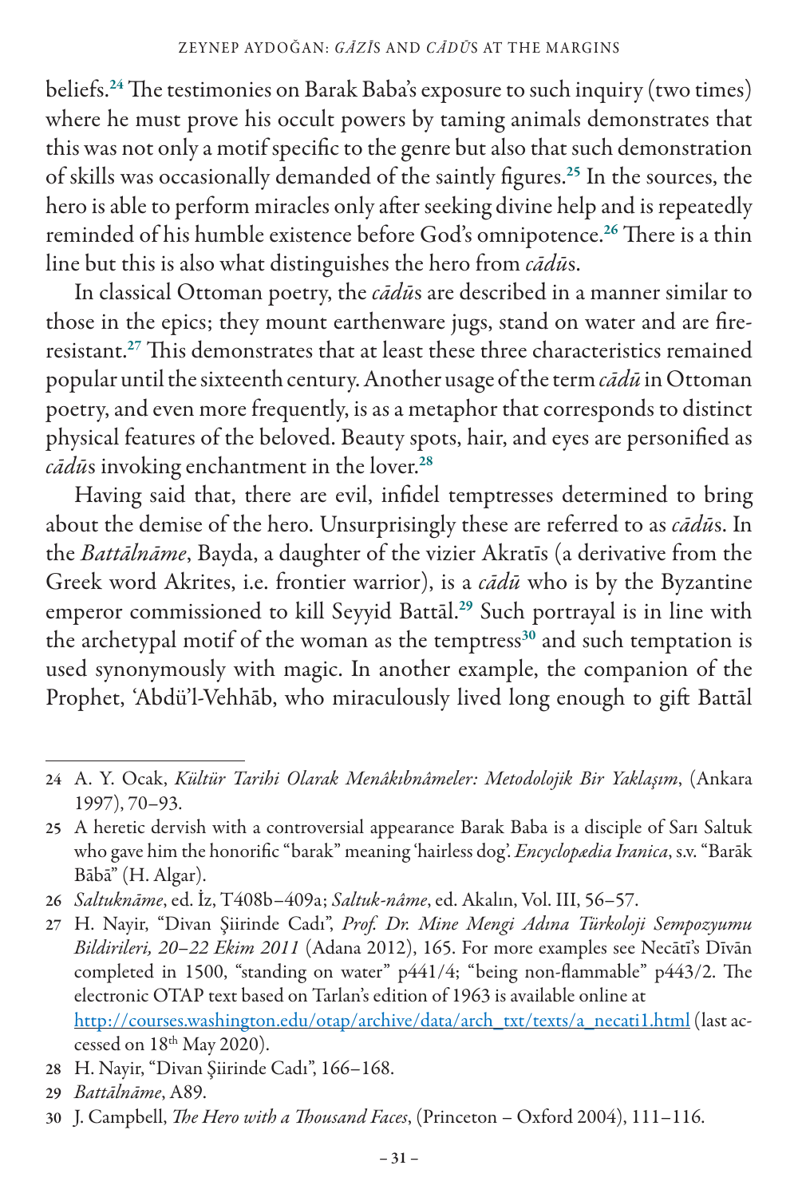beliefs.[24] The testimonies on Barak Baba's exposure to such inquiry (two times) where he must prove his occult powers by taming animals demonstrates that this was not only a motif specific to the genre but also that such demonstration of skills was occasionally demanded of the saintly figures.[25] In the sources, the hero is able to perform miracles only after seeking divine help and is repeatedly reminded of his humble existence before God's omnipotence.[26] There is a thin line but this is also what distinguishes the hero from *cādū*s.

In classical Ottoman poetry, the *cādū*s are described in a manner similar to those in the epics; they mount earthenware jugs, stand on water and are fire-resistant.[27] This demonstrates that at least these three characteristics remained popular until the sixteenth century. Another usage of the term *cādū* in Ottoman poetry, and even more frequently, is as a metaphor that corresponds to distinct physical features of the beloved. Beauty spots, hair, and eyes are personified as *cādū*s invoking enchantment in the lover.[28]

Having said that, there are evil, infidel temptresses determined to bring about the demise of the hero. Unsurprisingly these are referred to as *cādū*s. In the *Battālnāme*, Bayda, a daughter of the vizier Akratīs (a derivative from the Greek word Akrites, i.e. frontier warrior), is a *cādū* who is by the Byzantine emperor commissioned to kill Seyyid Battāl.[29] Such portrayal is in line with the archetypal motif of the woman as the temptress[30] and such temptation is used synonymously with magic. In another example, the companion of the Prophet, 'Abdü'l-Vehhāb, who miraculously lived long enough to gift Battāl

---

24 A. Y. Ocak, *Kültür Tarihi Olarak Menâkıbnâmeler: Metodolojik Bir Yaklaşım*, (Ankara 1997), 70–93.

25 A heretic dervish with a controversial appearance Barak Baba is a disciple of Sarı Saltuk who gave him the honorific "barak" meaning 'hairless dog'. *Encyclopædia Iranica*, s.v. "Barāk Bābā" (H. Algar).

26 *Saltuknāme*, ed. İz, T408b–409a; *Saltuk-nâme*, ed. Akalın, Vol. III, 56–57.

27 H. Nayir, "Divan Şiirinde Cadı", *Prof. Dr. Mine Mengi Adına Türkoloji Sempozyumu Bildirileri, 20–22 Ekim 2011* (Adana 2012), 165. For more examples see Necātī's Dīvān completed in 1500, "standing on water" p441/4; "being non-flammable" p443/2. The electronic OTAP text based on Tarlan's edition of 1963 is available online at http://courses.washington.edu/otap/archive/data/arch_txt/texts/a_necati1.html (last accessed on 18th May 2020).

28 H. Nayir, "Divan Şiirinde Cadı", 166–168.

29 *Battālnāme*, A89.

30 J. Campbell, *The Hero with a Thousand Faces*, (Princeton – Oxford 2004), 111–116.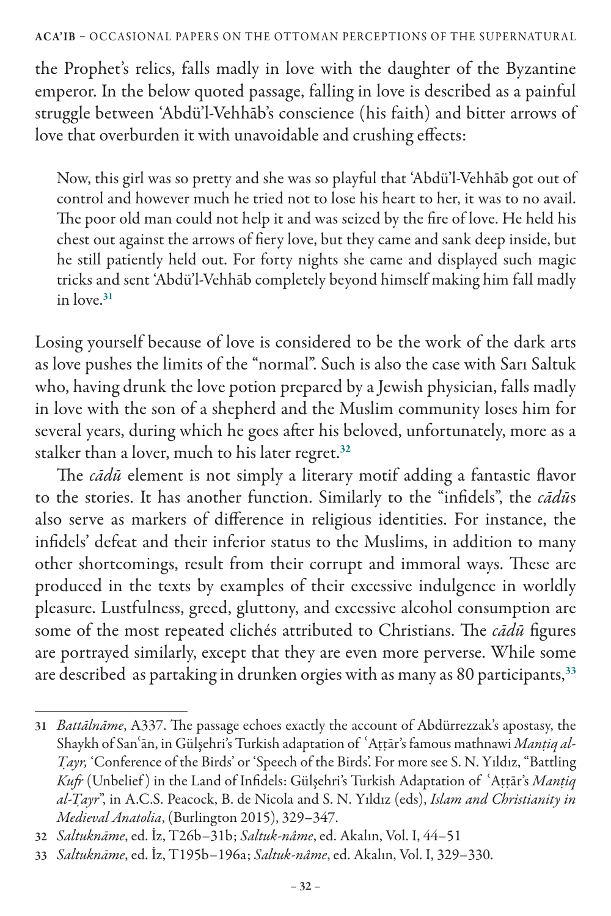the Prophet's relics, falls madly in love with the daughter of the Byzantine emperor. In the below quoted passage, falling in love is described as a painful struggle between ʿAbdü'l-Vehhāb's conscience (his faith) and bitter arrows of love that overburden it with unavoidable and crushing effects:

> Now, this girl was so pretty and she was so playful that ʿAbdü'l-Vehhāb got out of control and however much he tried not to lose his heart to her, it was to no avail. The poor old man could not help it and was seized by the fire of love. He held his chest out against the arrows of fiery love, but they came and sank deep inside, but he still patiently held out. For forty nights she came and displayed such magic tricks and sent ʿAbdü'l-Vehhāb completely beyond himself making him fall madly in love.[31]

Losing yourself because of love is considered to be the work of the dark arts as love pushes the limits of the "normal". Such is also the case with Sarı Saltuk who, having drunk the love potion prepared by a Jewish physician, falls madly in love with the son of a shepherd and the Muslim community loses him for several years, during which he goes after his beloved, unfortunately, more as a stalker than a lover, much to his later regret.[32]

The *cādū* element is not simply a literary motif adding a fantastic flavor to the stories. It has another function. Similarly to the "infidels", the *cādū*s also serve as markers of difference in religious identities. For instance, the infidels' defeat and their inferior status to the Muslims, in addition to many other shortcomings, result from their corrupt and immoral ways. These are produced in the texts by examples of their excessive indulgence in worldly pleasure. Lustfulness, greed, gluttony, and excessive alcohol consumption are some of the most repeated clichés attributed to Christians. The *cādū* figures are portrayed similarly, except that they are even more perverse. While some are described as partaking in drunken orgies with as many as 80 participants,[33]

---

31 *Battālnāme*, A337. The passage echoes exactly the account of Abdürrezzak's apostasy, the Shaykh of Sanʿān, in Gülşehri's Turkish adaptation of ʿAṭṭār's famous mathnawi *Manṭiq al-Ṭayr,* 'Conference of the Birds' or 'Speech of the Birds'. For more see S. N. Yıldız, "Battling *Kufr* (Unbelief) in the Land of Infidels: Gülşehri's Turkish Adaptation of ʿAṭṭār's *Manṭiq al-Ṭayr*", in A.C.S. Peacock, B. de Nicola and S. N. Yıldız (eds), *Islam and Christianity in Medieval Anatolia*, (Burlington 2015), 329–347.

32 *Saltuknāme*, ed. İz, T26b–31b; *Saltuk-nâme*, ed. Akalın, Vol. I, 44–51

33 *Saltuknāme*, ed. İz, T195b–196a; *Saltuk-nâme*, ed. Akalın, Vol. I, 329–330.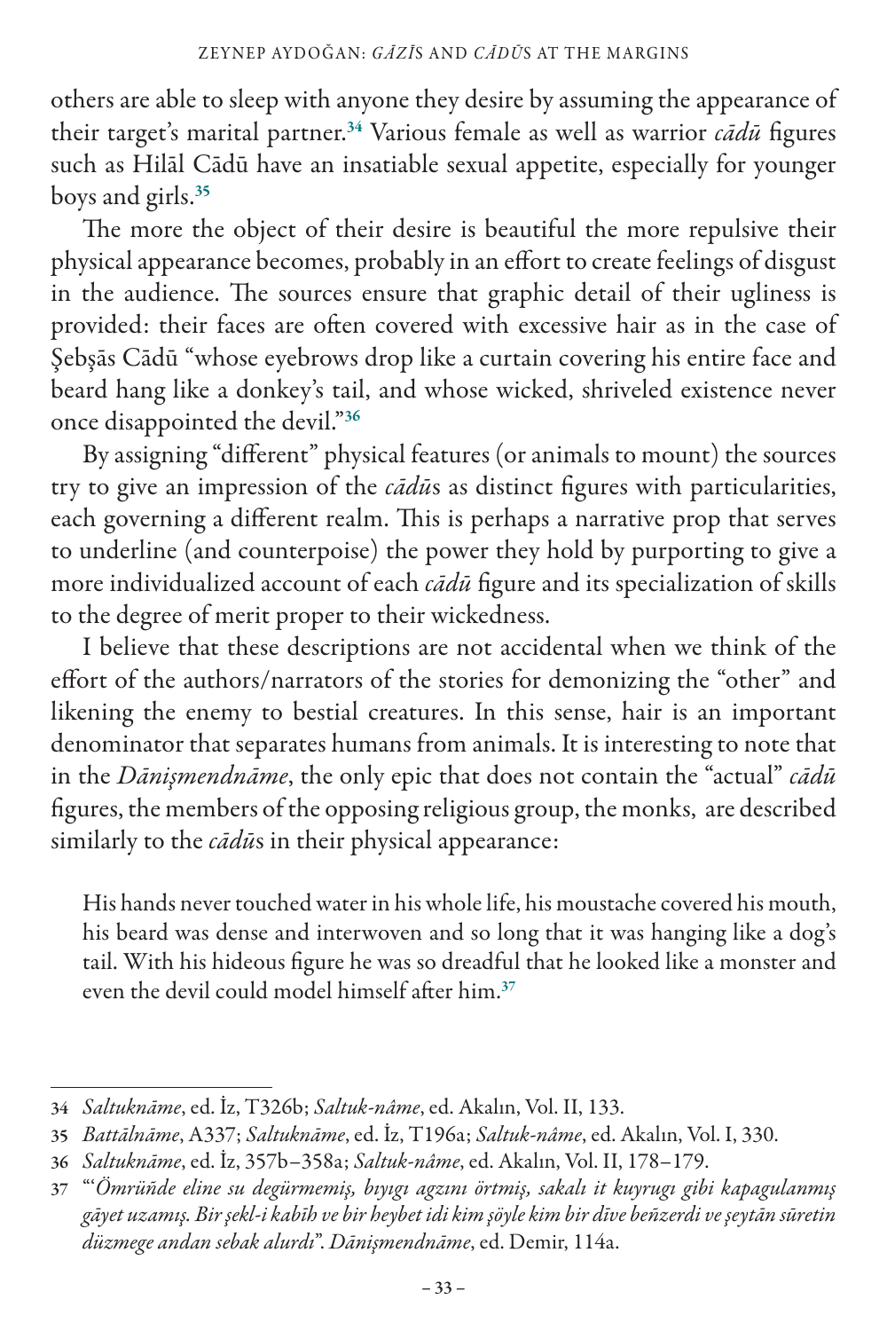others are able to sleep with anyone they desire by assuming the appearance of their target's marital partner.[34] Various female as well as warrior *cādū* figures such as Hilāl Cādū have an insatiable sexual appetite, especially for younger boys and girls.[35]

The more the object of their desire is beautiful the more repulsive their physical appearance becomes, probably in an effort to create feelings of disgust in the audience. The sources ensure that graphic detail of their ugliness is provided: their faces are often covered with excessive hair as in the case of Şebşās Cādū "whose eyebrows drop like a curtain covering his entire face and beard hang like a donkey's tail, and whose wicked, shriveled existence never once disappointed the devil."[36]

By assigning "different" physical features (or animals to mount) the sources try to give an impression of the *cādū*s as distinct figures with particularities, each governing a different realm. This is perhaps a narrative prop that serves to underline (and counterpoise) the power they hold by purporting to give a more individualized account of each *cādū* figure and its specialization of skills to the degree of merit proper to their wickedness.

I believe that these descriptions are not accidental when we think of the effort of the authors/narrators of the stories for demonizing the "other" and likening the enemy to bestial creatures. In this sense, hair is an important denominator that separates humans from animals. It is interesting to note that in the *Dānişmendnāme*, the only epic that does not contain the "actual" *cādū* figures, the members of the opposing religious group, the monks, are described similarly to the *cādū*s in their physical appearance:

> His hands never touched water in his whole life, his moustache covered his mouth, his beard was dense and interwoven and so long that it was hanging like a dog's tail. With his hideous figure he was so dreadful that he looked like a monster and even the devil could model himself after him.[37]

---

34 *Saltuknāme*, ed. İz, T326b; *Saltuk-nâme*, ed. Akalın, Vol. II, 133.

35 *Battālnāme*, A337; *Saltuknāme*, ed. İz, T196a; *Saltuk-nâme*, ed. Akalın, Vol. I, 330.

36 *Saltuknāme*, ed. İz, 357b–358a; *Saltuk-nâme*, ed. Akalın, Vol. II, 178–179.

37 "'*Ömrüñde eline su degürmemiş, bıyıgı agzını örtmiş, sakalı it kuyrugı gibi kapagulanmış gāyet uzamış. Bir şekl-i kabīh ve bir heybet idi kim şöyle kim bir dīve beñzerdi ve şeytān sūretin düzmege andan sebak alurdı*". *Dānişmendnāme*, ed. Demir, 114a.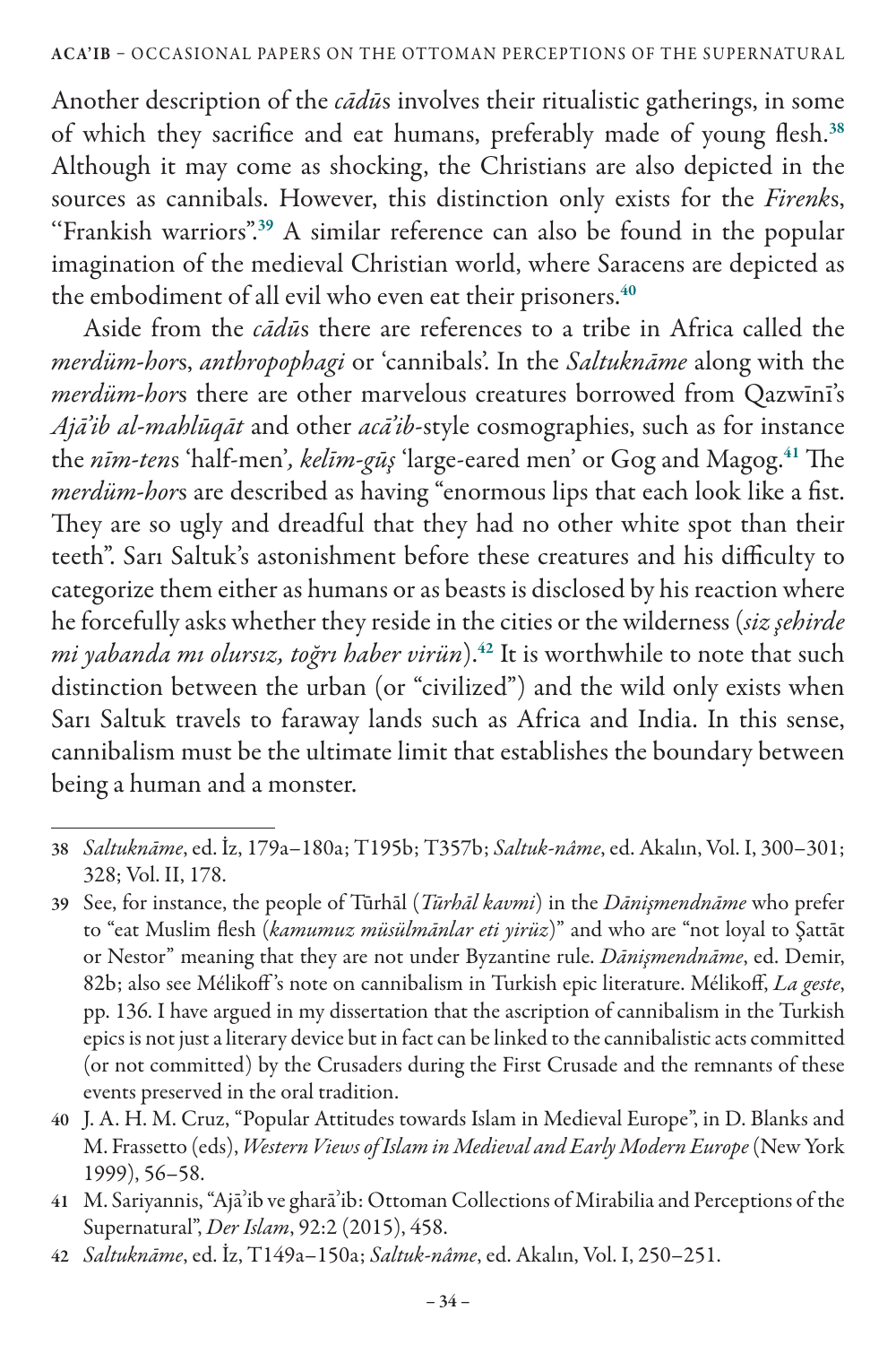Another description of the *cādū*s involves their ritualistic gatherings, in some of which they sacrifice and eat humans, preferably made of young flesh.[38] Although it may come as shocking, the Christians are also depicted in the sources as cannibals. However, this distinction only exists for the *Firenk*s, "Frankish warriors".[39] A similar reference can also be found in the popular imagination of the medieval Christian world, where Saracens are depicted as the embodiment of all evil who even eat their prisoners.[40]

Aside from the *cādū*s there are references to a tribe in Africa called the *merdüm-hor*s, *anthropophagi* or 'cannibals'. In the *Saltuknāme* along with the *merdüm-hor*s there are other marvelous creatures borrowed from Qazwīnī's *Ajā'ib al-mahlūqāt* and other *acā'ib*-style cosmographies, such as for instance the *nīm-ten*s 'half-men', *kelīm-gūş* 'large-eared men' or Gog and Magog.[41] The *merdüm-hor*s are described as having "enormous lips that each look like a fist. They are so ugly and dreadful that they had no other white spot than their teeth". Sarı Saltuk's astonishment before these creatures and his difficulty to categorize them either as humans or as beasts is disclosed by his reaction where he forcefully asks whether they reside in the cities or the wilderness (*siz şehirde mi yabanda mı olursız, toğrı haber virün*).[42] It is worthwhile to note that such distinction between the urban (or "civilized") and the wild only exists when Sarı Saltuk travels to faraway lands such as Africa and India. In this sense, cannibalism must be the ultimate limit that establishes the boundary between being a human and a monster.

---

38 *Saltuknāme*, ed. İz, 179a–180a; T195b; T357b; *Saltuk-nâme*, ed. Akalın, Vol. I, 300–301; 328; Vol. II, 178.

39 See, for instance, the people of Tūrhāl (*Tūrhāl kavmi*) in the *Dānişmendnāme* who prefer to "eat Muslim flesh (*kamumuz müsülmānlar eti yirüz*)" and who are "not loyal to Şattāt or Nestor" meaning that they are not under Byzantine rule. *Dānişmendnāme*, ed. Demir, 82b; also see Mélikoff's note on cannibalism in Turkish epic literature. Mélikoff, *La geste*, pp. 136. I have argued in my dissertation that the ascription of cannibalism in the Turkish epics is not just a literary device but in fact can be linked to the cannibalistic acts committed (or not committed) by the Crusaders during the First Crusade and the remnants of these events preserved in the oral tradition.

40 J. A. H. M. Cruz, "Popular Attitudes towards Islam in Medieval Europe", in D. Blanks and M. Frassetto (eds), *Western Views of Islam in Medieval and Early Modern Europe* (New York 1999), 56–58.

41 M. Sariyannis, "Ajāʾib ve gharāʾib: Ottoman Collections of Mirabilia and Perceptions of the Supernatural", *Der Islam*, 92:2 (2015), 458.

42 *Saltuknāme*, ed. İz, T149a–150a; *Saltuk-nâme*, ed. Akalın, Vol. I, 250–251.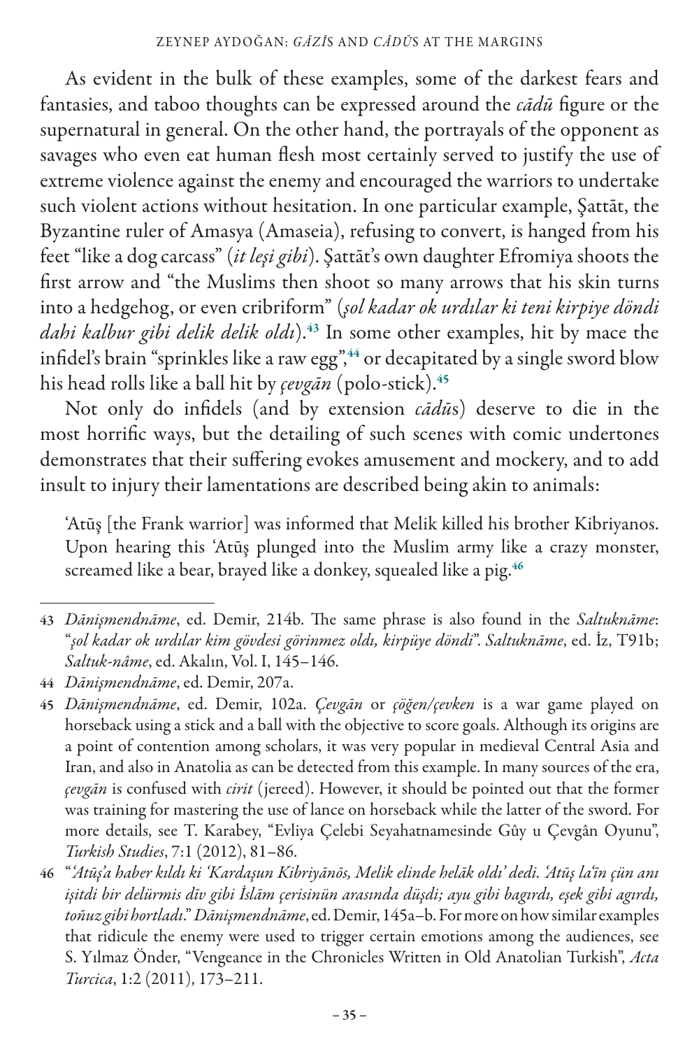As evident in the bulk of these examples, some of the darkest fears and fantasies, and taboo thoughts can be expressed around the *cādū* figure or the supernatural in general. On the other hand, the portrayals of the opponent as savages who even eat human flesh most certainly served to justify the use of extreme violence against the enemy and encouraged the warriors to undertake such violent actions without hesitation. In one particular example, Şattāt, the Byzantine ruler of Amasya (Amaseia), refusing to convert, is hanged from his feet "like a dog carcass" (*it leşi gibi*). Şattāt's own daughter Efromiya shoots the first arrow and "the Muslims then shoot so many arrows that his skin turns into a hedgehog, or even cribriform" (*şol kadar ok urdılar ki teni kirpiye döndi dahi kalbur gibi delik delik oldı*).[43] In some other examples, hit by mace the infidel's brain "sprinkles like a raw egg",[44] or decapitated by a single sword blow his head rolls like a ball hit by *çevgān* (polo-stick).[45]

Not only do infidels (and by extension *cādū*s) deserve to die in the most horrific ways, but the detailing of such scenes with comic undertones demonstrates that their suffering evokes amusement and mockery, and to add insult to injury their lamentations are described being akin to animals:

> ʿAtūş [the Frank warrior] was informed that Melik killed his brother Kibriyanos. Upon hearing this ʿAtūş plunged into the Muslim army like a crazy monster, screamed like a bear, brayed like a donkey, squealed like a pig.[46]

---

43 *Dānişmendnāme*, ed. Demir, 214b. The same phrase is also found in the *Saltuknāme*: "*şol kadar ok urdılar kim gövdesi görinmez oldı, kirpüye döndi*". *Saltuknāme*, ed. İz, T91b; *Saltuk-nâme*, ed. Akalın, Vol. I, 145–146.

44 *Dānişmendnāme*, ed. Demir, 207a.

45 *Dānişmendnāme*, ed. Demir, 102a. *Çevgān* or *çöğen/çevken* is a war game played on horseback using a stick and a ball with the objective to score goals. Although its origins are a point of contention among scholars, it was very popular in medieval Central Asia and Iran, and also in Anatolia as can be detected from this example. In many sources of the era, *çevgān* is confused with *cirit* (jereed). However, it should be pointed out that the former was training for mastering the use of lance on horseback while the latter of the sword. For more details, see T. Karabey, "Evliya Çelebi Seyahatnamesinde Gûy u Çevgân Oyunu", *Turkish Studies*, 7:1 (2012), 81–86.

46 "*ʿAtūş'a haber kıldı ki 'Kardaşun Kibriyānōs, Melik elinde helāk oldı' dedi. ʿAtūş laʿīn çün anı işitdi bir delürmiş dīv gibi İslām çerisinün arasında düşdi; ayu gibi bagırdı, eşek gibi agırdı, toñuz gibi hortladı*." *Dānişmendnāme*, ed. Demir, 145a–b. For more on how similar examples that ridicule the enemy were used to trigger certain emotions among the audiences, see S. Yılmaz Önder, "Vengeance in the Chronicles Written in Old Anatolian Turkish", *Acta Turcica*, 1:2 (2011), 173–211.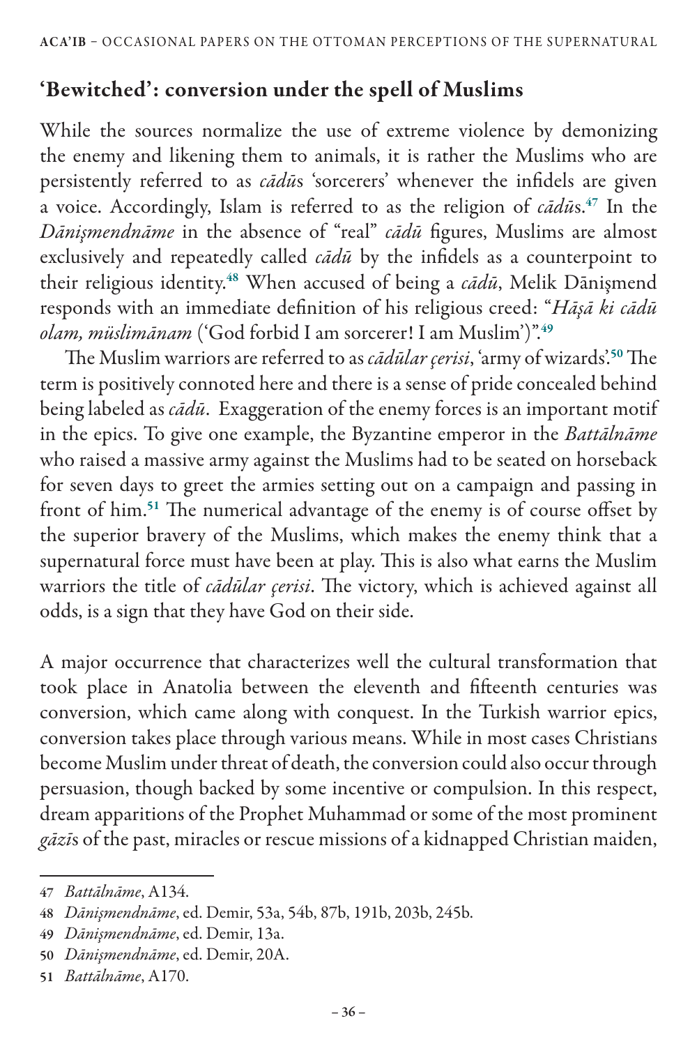## 'Bewitched': conversion under the spell of Muslims

While the sources normalize the use of extreme violence by demonizing the enemy and likening them to animals, it is rather the Muslims who are persistently referred to as *cādū*s 'sorcerers' whenever the infidels are given a voice. Accordingly, Islam is referred to as the religion of *cādū*s.[47] In the *Dānişmendnāme* in the absence of "real" *cādū* figures, Muslims are almost exclusively and repeatedly called *cādū* by the infidels as a counterpoint to their religious identity.[48] When accused of being a *cādū*, Melik Dānişmend responds with an immediate definition of his religious creed: "*Ḥāşā ki cādū olam, müslimānam* ('God forbid I am sorcerer! I am Muslim')".[49]

The Muslim warriors are referred to as *cādūlar çerisi*, 'army of wizards'.[50] The term is positively connoted here and there is a sense of pride concealed behind being labeled as *cādū*. Exaggeration of the enemy forces is an important motif in the epics. To give one example, the Byzantine emperor in the *Battālnāme* who raised a massive army against the Muslims had to be seated on horseback for seven days to greet the armies setting out on a campaign and passing in front of him.[51] The numerical advantage of the enemy is of course offset by the superior bravery of the Muslims, which makes the enemy think that a supernatural force must have been at play. This is also what earns the Muslim warriors the title of *cādūlar çerisi*. The victory, which is achieved against all odds, is a sign that they have God on their side.

A major occurrence that characterizes well the cultural transformation that took place in Anatolia between the eleventh and fifteenth centuries was conversion, which came along with conquest. In the Turkish warrior epics, conversion takes place through various means. While in most cases Christians become Muslim under threat of death, the conversion could also occur through persuasion, though backed by some incentive or compulsion. In this respect, dream apparitions of the Prophet Muhammad or some of the most prominent *gāzī*s of the past, miracles or rescue missions of a kidnapped Christian maiden,

---

47 *Battālnāme*, A134.

48 *Dānişmendnāme*, ed. Demir, 53a, 54b, 87b, 191b, 203b, 245b.

49 *Dānişmendnāme*, ed. Demir, 13a.

50 *Dānişmendnāme*, ed. Demir, 20A.

51 *Battālnāme*, A170.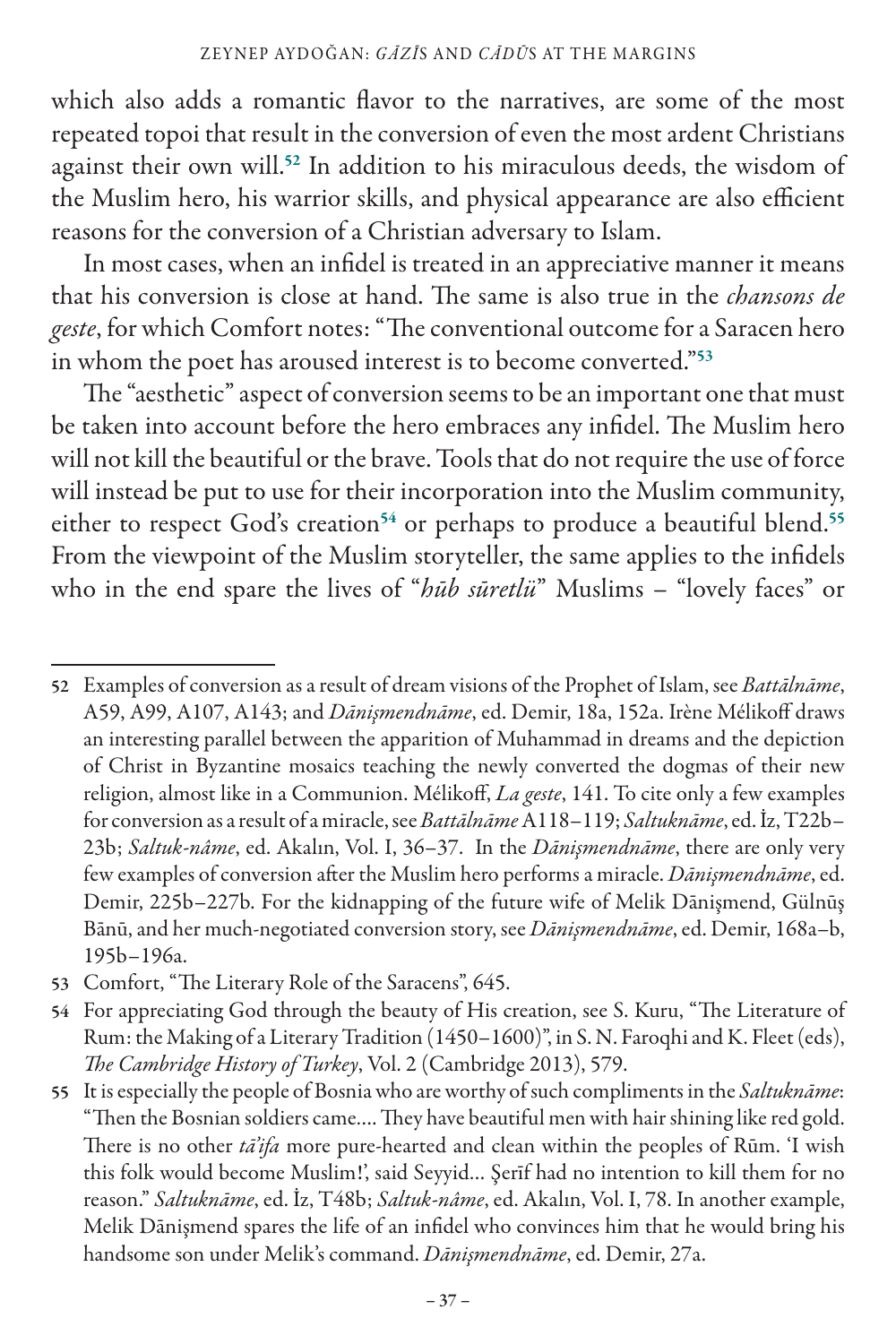which also adds a romantic flavor to the narratives, are some of the most repeated topoi that result in the conversion of even the most ardent Christians against their own will.[52] In addition to his miraculous deeds, the wisdom of the Muslim hero, his warrior skills, and physical appearance are also efficient reasons for the conversion of a Christian adversary to Islam.

In most cases, when an infidel is treated in an appreciative manner it means that his conversion is close at hand. The same is also true in the *chansons de geste*, for which Comfort notes: "The conventional outcome for a Saracen hero in whom the poet has aroused interest is to become converted."[53]

The "aesthetic" aspect of conversion seems to be an important one that must be taken into account before the hero embraces any infidel. The Muslim hero will not kill the beautiful or the brave. Tools that do not require the use of force will instead be put to use for their incorporation into the Muslim community, either to respect God's creation[54] or perhaps to produce a beautiful blend.[55] From the viewpoint of the Muslim storyteller, the same applies to the infidels who in the end spare the lives of "*hūb sūretlü*" Muslims – "lovely faces" or

---

52 Examples of conversion as a result of dream visions of the Prophet of Islam, see *Battālnāme*, A59, A99, A107, A143; and *Dānişmendnāme*, ed. Demir, 18a, 152a. Irène Mélikoff draws an interesting parallel between the apparition of Muhammad in dreams and the depiction of Christ in Byzantine mosaics teaching the newly converted the dogmas of their new religion, almost like in a Communion. Mélikoff, *La geste*, 141. To cite only a few examples for conversion as a result of a miracle, see *Battālnāme* A118–119; *Saltuknāme*, ed. İz, T22b–23b; *Saltuk-nâme*, ed. Akalın, Vol. I, 36–37. In the *Dānişmendnāme*, there are only very few examples of conversion after the Muslim hero performs a miracle. *Dānişmendnāme*, ed. Demir, 225b–227b. For the kidnapping of the future wife of Melik Dānişmend, Gülnūş Bānū, and her much-negotiated conversion story, see *Dānişmendnāme*, ed. Demir, 168a–b, 195b–196a.

53 Comfort, "The Literary Role of the Saracens", 645.

54 For appreciating God through the beauty of His creation, see S. Kuru, "The Literature of Rum: the Making of a Literary Tradition (1450–1600)", in S. N. Faroqhi and K. Fleet (eds), *The Cambridge History of Turkey*, Vol. 2 (Cambridge 2013), 579.

55 It is especially the people of Bosnia who are worthy of such compliments in the *Saltuknāme*: "Then the Bosnian soldiers came.... They have beautiful men with hair shining like red gold. There is no other *tā'ifa* more pure-hearted and clean within the peoples of Rūm. 'I wish this folk would become Muslim!', said Seyyid... Şerīf had no intention to kill them for no reason." *Saltuknāme*, ed. İz, T48b; *Saltuk-nâme*, ed. Akalın, Vol. I, 78. In another example, Melik Dānişmend spares the life of an infidel who convinces him that he would bring his handsome son under Melik's command. *Dānişmendnāme*, ed. Demir, 27a.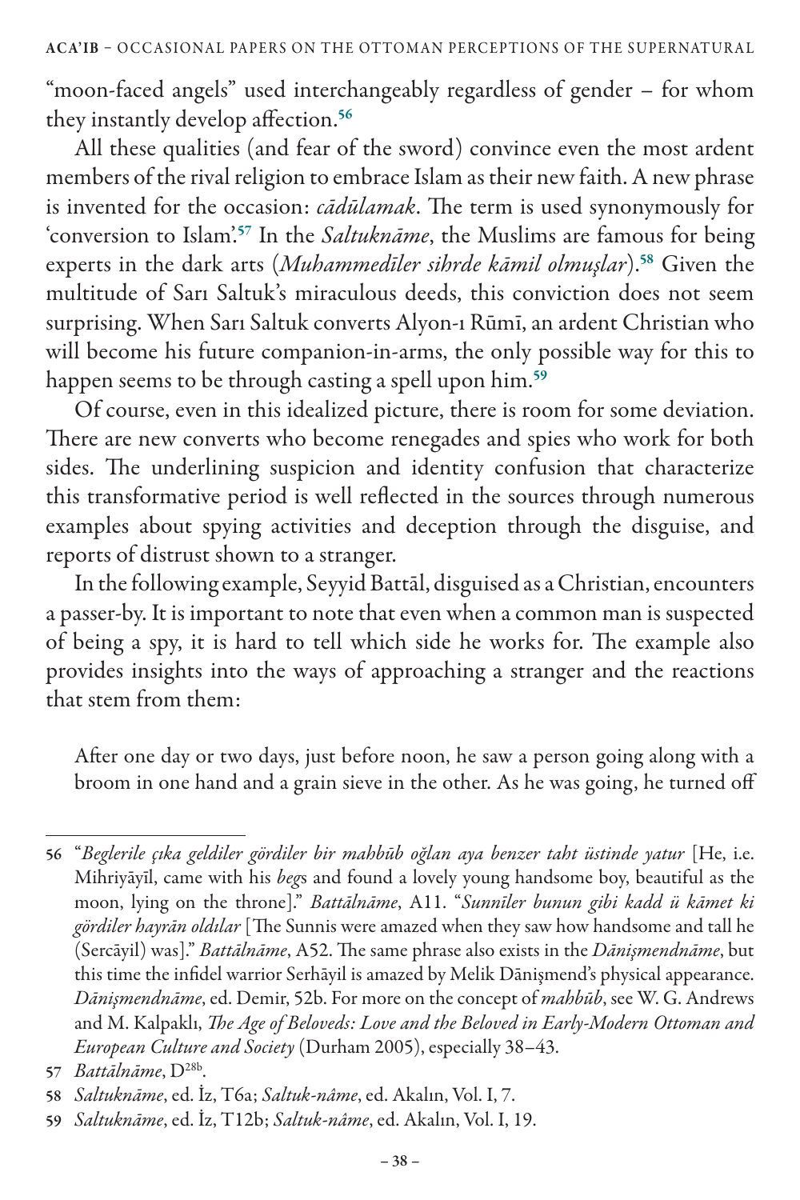"moon-faced angels" used interchangeably regardless of gender – for whom they instantly develop affection.[56]

All these qualities (and fear of the sword) convince even the most ardent members of the rival religion to embrace Islam as their new faith. A new phrase is invented for the occasion: *cādūlamak*. The term is used synonymously for 'conversion to Islam'.[57] In the *Saltuknāme*, the Muslims are famous for being experts in the dark arts (*Muhammedīler sihrde kāmil olmuşlar*).[58] Given the multitude of Sarı Saltuk's miraculous deeds, this conviction does not seem surprising. When Sarı Saltuk converts Alyon-ı Rūmī, an ardent Christian who will become his future companion-in-arms, the only possible way for this to happen seems to be through casting a spell upon him.[59]

Of course, even in this idealized picture, there is room for some deviation. There are new converts who become renegades and spies who work for both sides. The underlining suspicion and identity confusion that characterize this transformative period is well reflected in the sources through numerous examples about spying activities and deception through the disguise, and reports of distrust shown to a stranger.

In the following example, Seyyid Battāl, disguised as a Christian, encounters a passer-by. It is important to note that even when a common man is suspected of being a spy, it is hard to tell which side he works for. The example also provides insights into the ways of approaching a stranger and the reactions that stem from them:

> After one day or two days, just before noon, he saw a person going along with a broom in one hand and a grain sieve in the other. As he was going, he turned off

---

56 "*Beglerile çıka geldiler gördiler bir mahbūb oğlan aya benzer taht üstinde yatur* [He, i.e. Mihriyāyīl, came with his *beg*s and found a lovely young handsome boy, beautiful as the moon, lying on the throne]." *Battālnāme*, A11. "*Sunnīler bunun gibi kadd ü kāmet ki gördiler hayrān oldılar* [The Sunnis were amazed when they saw how handsome and tall he (Sercāyil) was]." *Battālnāme*, A52. The same phrase also exists in the *Dānişmendnāme*, but this time the infidel warrior Serhāyil is amazed by Melik Dānişmend's physical appearance. *Dānişmendnāme*, ed. Demir, 52b. For more on the concept of *mahbūb*, see W. G. Andrews and M. Kalpaklı, *The Age of Beloveds: Love and the Beloved in Early-Modern Ottoman and European Culture and Society* (Durham 2005), especially 38–43.

57 *Battālnāme*, D[28b].

58 *Saltuknāme*, ed. İz, T6a; *Saltuk-nâme*, ed. Akalın, Vol. I, 7.

59 *Saltuknāme*, ed. İz, T12b; *Saltuk-nâme*, ed. Akalın, Vol. I, 19.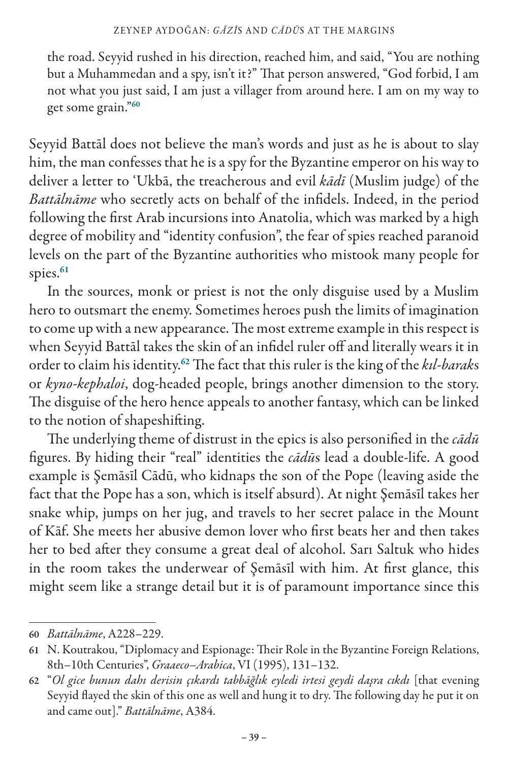the road. Seyyid rushed in his direction, reached him, and said, "You are nothing but a Muhammedan and a spy, isn't it?" That person answered, "God forbid, I am not what you just said, I am just a villager from around here. I am on my way to get some grain."[60]

Seyyid Battāl does not believe the man's words and just as he is about to slay him, the man confesses that he is a spy for the Byzantine emperor on his way to deliver a letter to 'Ukbā, the treacherous and evil *kādī* (Muslim judge) of the *Battālnāme* who secretly acts on behalf of the infidels. Indeed, in the period following the first Arab incursions into Anatolia, which was marked by a high degree of mobility and "identity confusion", the fear of spies reached paranoid levels on the part of the Byzantine authorities who mistook many people for spies.[61]

In the sources, monk or priest is not the only disguise used by a Muslim hero to outsmart the enemy. Sometimes heroes push the limits of imagination to come up with a new appearance. The most extreme example in this respect is when Seyyid Battāl takes the skin of an infidel ruler off and literally wears it in order to claim his identity.[62] The fact that this ruler is the king of the *kıl-barak*s or *kyno-kephaloi*, dog-headed people, brings another dimension to the story. The disguise of the hero hence appeals to another fantasy, which can be linked to the notion of shapeshifting.

The underlying theme of distrust in the epics is also personified in the *cādū* figures. By hiding their "real" identities the *cādū*s lead a double-life. A good example is Şemāsīl Cādū, who kidnaps the son of the Pope (leaving aside the fact that the Pope has a son, which is itself absurd). At night Şemāsīl takes her snake whip, jumps on her jug, and travels to her secret palace in the Mount of Kāf. She meets her abusive demon lover who first beats her and then takes her to bed after they consume a great deal of alcohol. Sarı Saltuk who hides in the room takes the underwear of Şemāsīl with him. At first glance, this might seem like a strange detail but it is of paramount importance since this

---

60 *Battālnāme*, A228–229.

61 N. Koutrakou, "Diplomacy and Espionage: Their Role in the Byzantine Foreign Relations, 8th–10th Centuries", *Graaeco–Arabica*, VI (1995), 131–132.

62 "*Ol gice bunun dahı derisin çıkardı tabbāğlık eyledi irtesi geydi daşra cıkdı* [that evening Seyyid flayed the skin of this one as well and hung it to dry. The following day he put it on and came out]." *Battālnāme*, A384.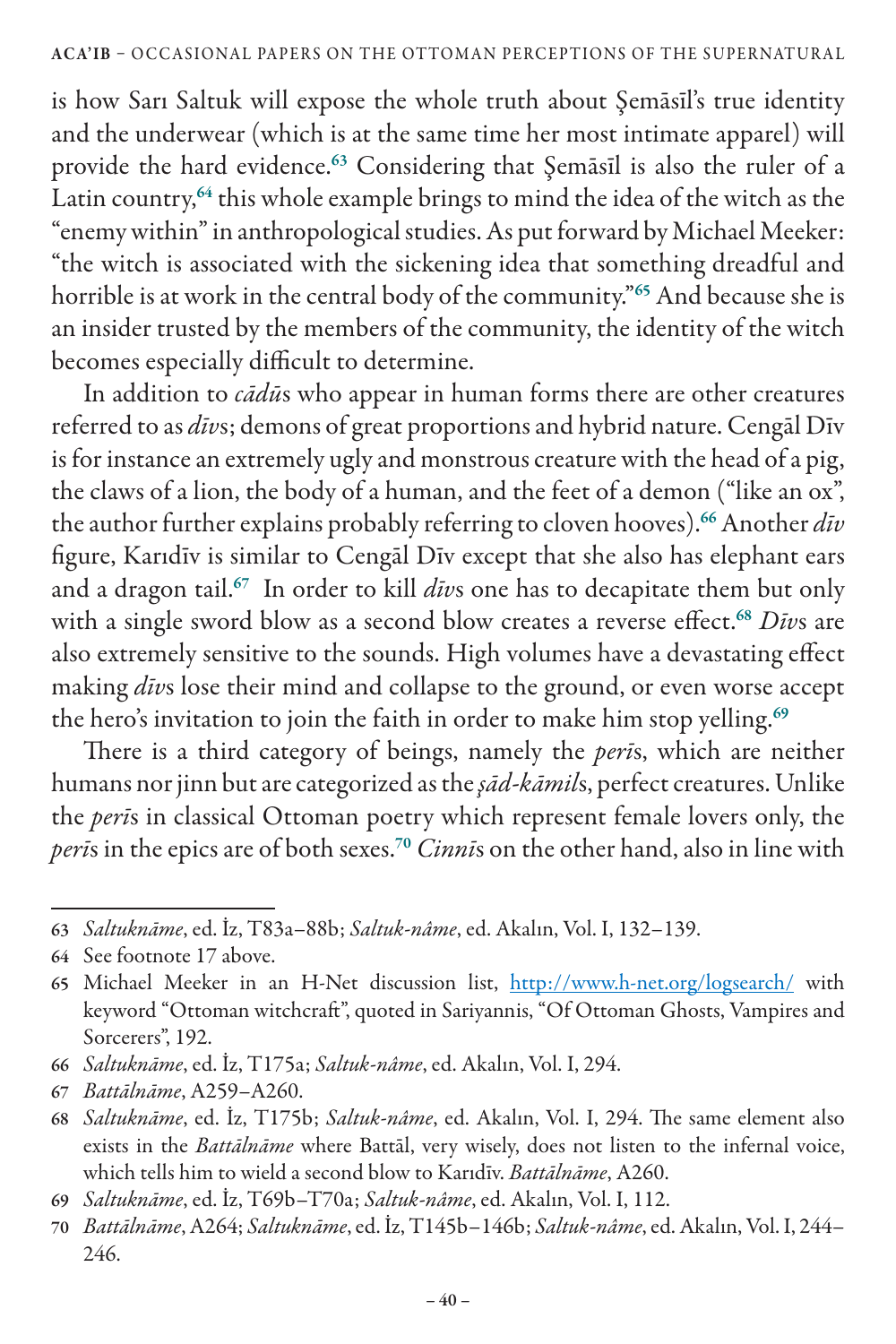is how Sarı Saltuk will expose the whole truth about Şemāsīl's true identity and the underwear (which is at the same time her most intimate apparel) will provide the hard evidence.[63] Considering that Şemāsīl is also the ruler of a Latin country,[64] this whole example brings to mind the idea of the witch as the "enemy within" in anthropological studies. As put forward by Michael Meeker: "the witch is associated with the sickening idea that something dreadful and horrible is at work in the central body of the community."[65] And because she is an insider trusted by the members of the community, the identity of the witch becomes especially difficult to determine.

In addition to *cādū*s who appear in human forms there are other creatures referred to as *dīv*s; demons of great proportions and hybrid nature. Cengāl Dīv is for instance an extremely ugly and monstrous creature with the head of a pig, the claws of a lion, the body of a human, and the feet of a demon ("like an ox", the author further explains probably referring to cloven hooves).[66] Another *dīv* figure, Karıdīv is similar to Cengāl Dīv except that she also has elephant ears and a dragon tail.[67] In order to kill *dīv*s one has to decapitate them but only with a single sword blow as a second blow creates a reverse effect.[68] *Dīv*s are also extremely sensitive to the sounds. High volumes have a devastating effect making *dīv*s lose their mind and collapse to the ground, or even worse accept the hero's invitation to join the faith in order to make him stop yelling.[69]

There is a third category of beings, namely the *perī*s, which are neither humans nor jinn but are categorized as the *ṣād-kāmil*s, perfect creatures. Unlike the *perī*s in classical Ottoman poetry which represent female lovers only, the *perī*s in the epics are of both sexes.[70] *Cinnī*s on the other hand, also in line with

---

63 *Saltuknāme*, ed. İz, T83a–88b; *Saltuk-nâme*, ed. Akalın, Vol. I, 132–139.

64 See footnote 17 above.

65 Michael Meeker in an H-Net discussion list, http://www.h-net.org/logsearch/ with keyword "Ottoman witchcraft", quoted in Sariyannis, "Of Ottoman Ghosts, Vampires and Sorcerers", 192.

66 *Saltuknāme*, ed. İz, T175a; *Saltuk-nâme*, ed. Akalın, Vol. I, 294.

67 *Battālnāme*, A259–A260.

68 *Saltuknāme*, ed. İz, T175b; *Saltuk-nâme*, ed. Akalın, Vol. I, 294. The same element also exists in the *Battālnāme* where Battāl, very wisely, does not listen to the infernal voice, which tells him to wield a second blow to Karıdīv. *Battālnāme*, A260.

69 *Saltuknāme*, ed. İz, T69b–T70a; *Saltuk-nâme*, ed. Akalın, Vol. I, 112.

70 *Battālnāme*, A264; *Saltuknāme*, ed. İz, T145b–146b; *Saltuk-nâme*, ed. Akalın, Vol. I, 244–246.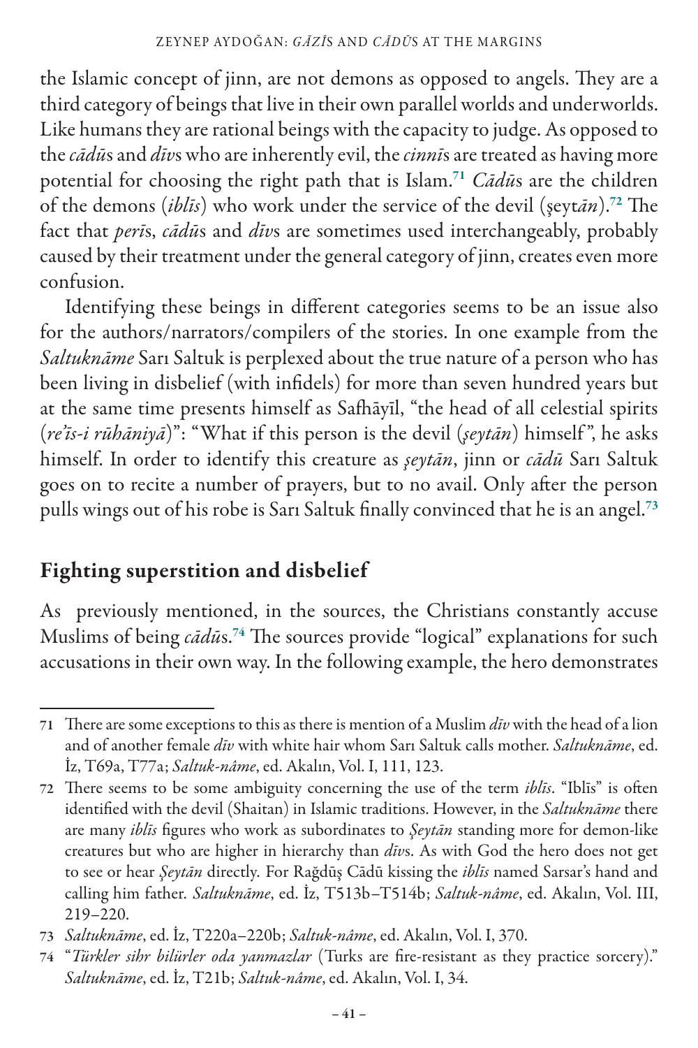the Islamic concept of jinn, are not demons as opposed to angels. They are a third category of beings that live in their own parallel worlds and underworlds. Like humans they are rational beings with the capacity to judge. As opposed to the *cādū*s and *dīv*s who are inherently evil, the *cinnī*s are treated as having more potential for choosing the right path that is Islam.[71] *Cādū*s are the children of the demons (*iblīs*) who work under the service of the devil (şeyt*ān*).[72] The fact that *perī*s, *cādū*s and *dīv*s are sometimes used interchangeably, probably caused by their treatment under the general category of jinn, creates even more confusion.

Identifying these beings in different categories seems to be an issue also for the authors/narrators/compilers of the stories. In one example from the *Saltuknāme* Sarı Saltuk is perplexed about the true nature of a person who has been living in disbelief (with infidels) for more than seven hundred years but at the same time presents himself as Safhāyīl, "the head of all celestial spirits (*re'īs-i rūhāniyā*)": "What if this person is the devil (*şeytān*) himself", he asks himself. In order to identify this creature as *şeytān*, jinn or *cādū* Sarı Saltuk goes on to recite a number of prayers, but to no avail. Only after the person pulls wings out of his robe is Sarı Saltuk finally convinced that he is an angel.[73]

## Fighting superstition and disbelief

As previously mentioned, in the sources, the Christians constantly accuse Muslims of being *cādū*s.[74] The sources provide "logical" explanations for such accusations in their own way. In the following example, the hero demonstrates

---

71 There are some exceptions to this as there is mention of a Muslim *dīv* with the head of a lion and of another female *dīv* with white hair whom Sarı Saltuk calls mother. *Saltuknāme*, ed. İz, T69a, T77a; *Saltuk-nâme*, ed. Akalın, Vol. I, 111, 123.

72 There seems to be some ambiguity concerning the use of the term *iblīs*. "Iblīs" is often identified with the devil (Shaitan) in Islamic traditions. However, in the *Saltuknāme* there are many *iblīs* figures who work as subordinates to *Şeytān* standing more for demon-like creatures but who are higher in hierarchy than *dīv*s. As with God the hero does not get to see or hear *Şeytān* directly. For Rağdūş Cādū kissing the *iblīs* named Sarsar's hand and calling him father. *Saltuknāme*, ed. İz, T513b–T514b; *Saltuk-nâme*, ed. Akalın, Vol. III, 219–220.

73 *Saltuknāme*, ed. İz, T220a–220b; *Saltuk-nâme*, ed. Akalın, Vol. I, 370.

74 "*Türkler sihr bilürler oda yanmazlar* (Turks are fire-resistant as they practice sorcery)." *Saltuknāme*, ed. İz, T21b; *Saltuk-nâme*, ed. Akalın, Vol. I, 34.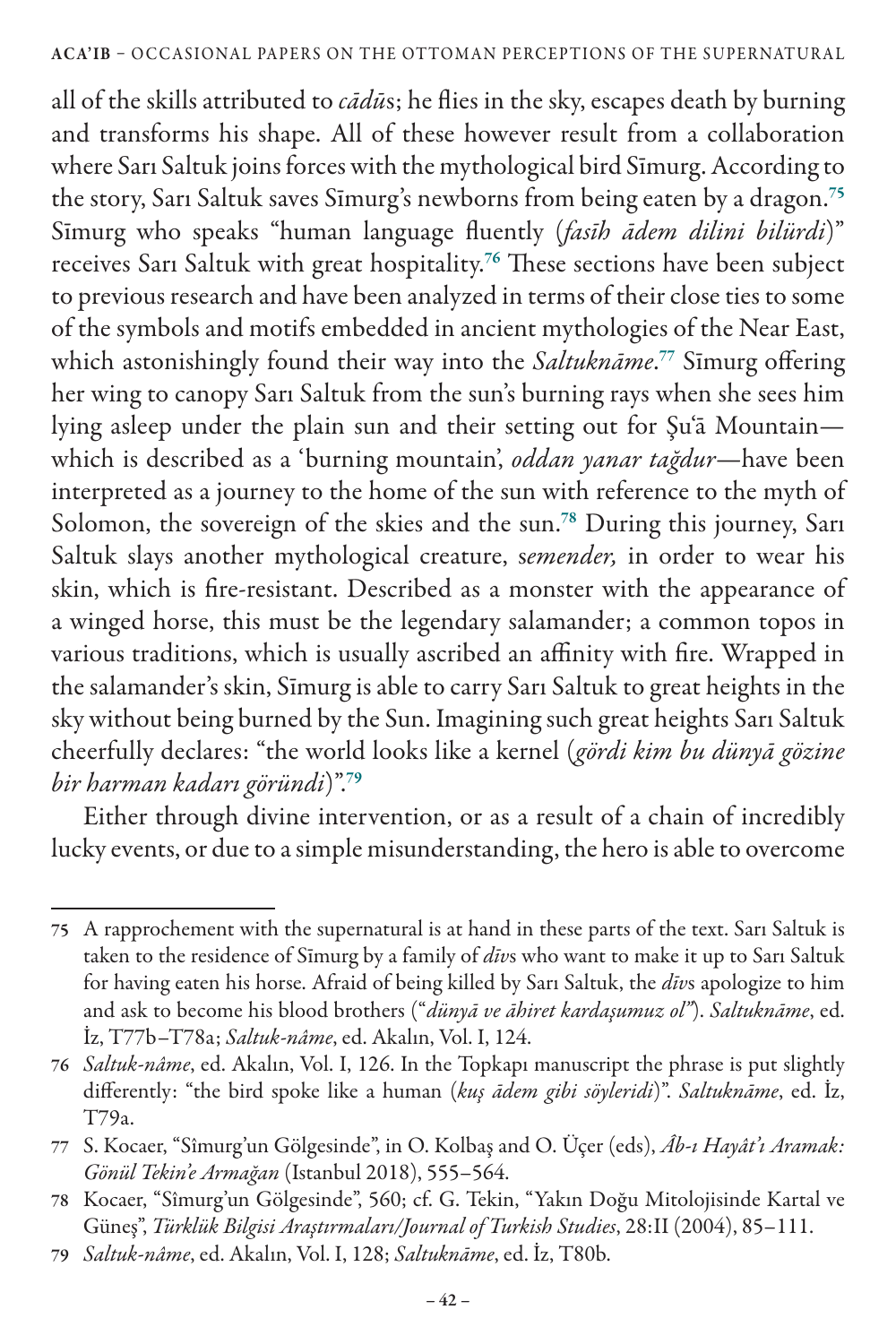all of the skills attributed to *cādū*s; he flies in the sky, escapes death by burning and transforms his shape. All of these however result from a collaboration where Sarı Saltuk joins forces with the mythological bird Sīmurg. According to the story, Sarı Saltuk saves Sīmurg's newborns from being eaten by a dragon.[75] Sīmurg who speaks "human language fluently (*fasīh ādem dilini bilürdi*)" receives Sarı Saltuk with great hospitality.[76] These sections have been subject to previous research and have been analyzed in terms of their close ties to some of the symbols and motifs embedded in ancient mythologies of the Near East, which astonishingly found their way into the *Saltuknāme*.[77] Sīmurg offering her wing to canopy Sarı Saltuk from the sun's burning rays when she sees him lying asleep under the plain sun and their setting out for Şu'ā Mountain—which is described as a 'burning mountain', *oddan yanar tağdur*—have been interpreted as a journey to the home of the sun with reference to the myth of Solomon, the sovereign of the skies and the sun.[78] During this journey, Sarı Saltuk slays another mythological creature, s*emender,* in order to wear his skin, which is fire-resistant. Described as a monster with the appearance of a winged horse, this must be the legendary salamander; a common topos in various traditions, which is usually ascribed an affinity with fire. Wrapped in the salamander's skin, Sīmurg is able to carry Sarı Saltuk to great heights in the sky without being burned by the Sun. Imagining such great heights Sarı Saltuk cheerfully declares: "the world looks like a kernel (*gördi kim bu dünyā gözine bir harman kadarı göründi*)".[79]

Either through divine intervention, or as a result of a chain of incredibly lucky events, or due to a simple misunderstanding, the hero is able to overcome

---

75 A rapprochement with the supernatural is at hand in these parts of the text. Sarı Saltuk is taken to the residence of Sīmurg by a family of *dīv*s who want to make it up to Sarı Saltuk for having eaten his horse. Afraid of being killed by Sarı Saltuk, the *dīv*s apologize to him and ask to become his blood brothers ("*dünyā ve āhiret kardaşumuz ol*"). *Saltuknāme*, ed. İz, T77b–T78a; *Saltuk-nâme*, ed. Akalın, Vol. I, 124.

76 *Saltuk-nâme*, ed. Akalın, Vol. I, 126. In the Topkapı manuscript the phrase is put slightly differently: "the bird spoke like a human (*kuş ādem gibi söyleridi*)". *Saltuknāme*, ed. İz, T79a.

77 S. Kocaer, "Sîmurg'un Gölgesinde", in O. Kolbaş and O. Üçer (eds), *Âb-ı Hayât'ı Aramak: Gönül Tekin'e Armağan* (Istanbul 2018), 555–564.

78 Kocaer, "Sîmurg'un Gölgesinde", 560; cf. G. Tekin, "Yakın Doğu Mitolojisinde Kartal ve Güneş", *Türklük Bilgisi Araştırmaları/Journal of Turkish Studies*, 28:II (2004), 85–111.

79 *Saltuk-nâme*, ed. Akalın, Vol. I, 128; *Saltuknāme*, ed. İz, T80b.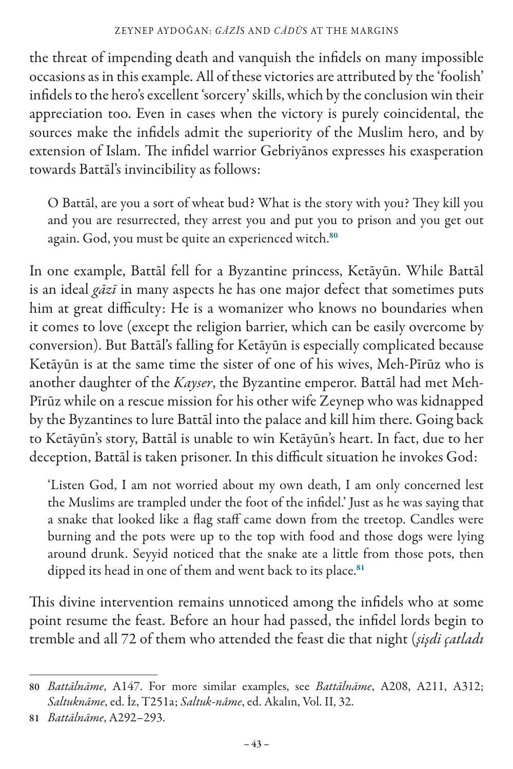the threat of impending death and vanquish the infidels on many impossible occasions as in this example. All of these victories are attributed by the 'foolish' infidels to the hero's excellent 'sorcery' skills, which by the conclusion win their appreciation too. Even in cases when the victory is purely coincidental, the sources make the infidels admit the superiority of the Muslim hero, and by extension of Islam. The infidel warrior Gebriyānos expresses his exasperation towards Battāl's invincibility as follows:

> O Battāl, are you a sort of wheat bud? What is the story with you? They kill you and you are resurrected, they arrest you and put you to prison and you get out again. God, you must be quite an experienced witch.[80]

In one example, Battāl fell for a Byzantine princess, Ketāyūn. While Battāl is an ideal *gāzī* in many aspects he has one major defect that sometimes puts him at great difficulty: He is a womanizer who knows no boundaries when it comes to love (except the religion barrier, which can be easily overcome by conversion). But Battāl's falling for Ketāyūn is especially complicated because Ketāyūn is at the same time the sister of one of his wives, Meh-Pīrūz who is another daughter of the *Kayser*, the Byzantine emperor. Battāl had met Meh-Pīrūz while on a rescue mission for his other wife Zeynep who was kidnapped by the Byzantines to lure Battāl into the palace and kill him there. Going back to Ketāyūn's story, Battāl is unable to win Ketāyūn's heart. In fact, due to her deception, Battāl is taken prisoner. In this difficult situation he invokes God:

> 'Listen God, I am not worried about my own death, I am only concerned lest the Muslims are trampled under the foot of the infidel.' Just as he was saying that a snake that looked like a flag staff came down from the treetop. Candles were burning and the pots were up to the top with food and those dogs were lying around drunk. Seyyid noticed that the snake ate a little from those pots, then dipped its head in one of them and went back to its place.[81]

This divine intervention remains unnoticed among the infidels who at some point resume the feast. Before an hour had passed, the infidel lords begin to tremble and all 72 of them who attended the feast die that night (*şişdi çatladı*

---

80 *Battālnāme*, A147. For more similar examples, see *Battālnāme*, A208, A211, A312; *Saltuknāme*, ed. İz, T251a; *Saltuk-nâme*, ed. Akalın, Vol. II, 32.

81 *Battālnāme*, A292–293.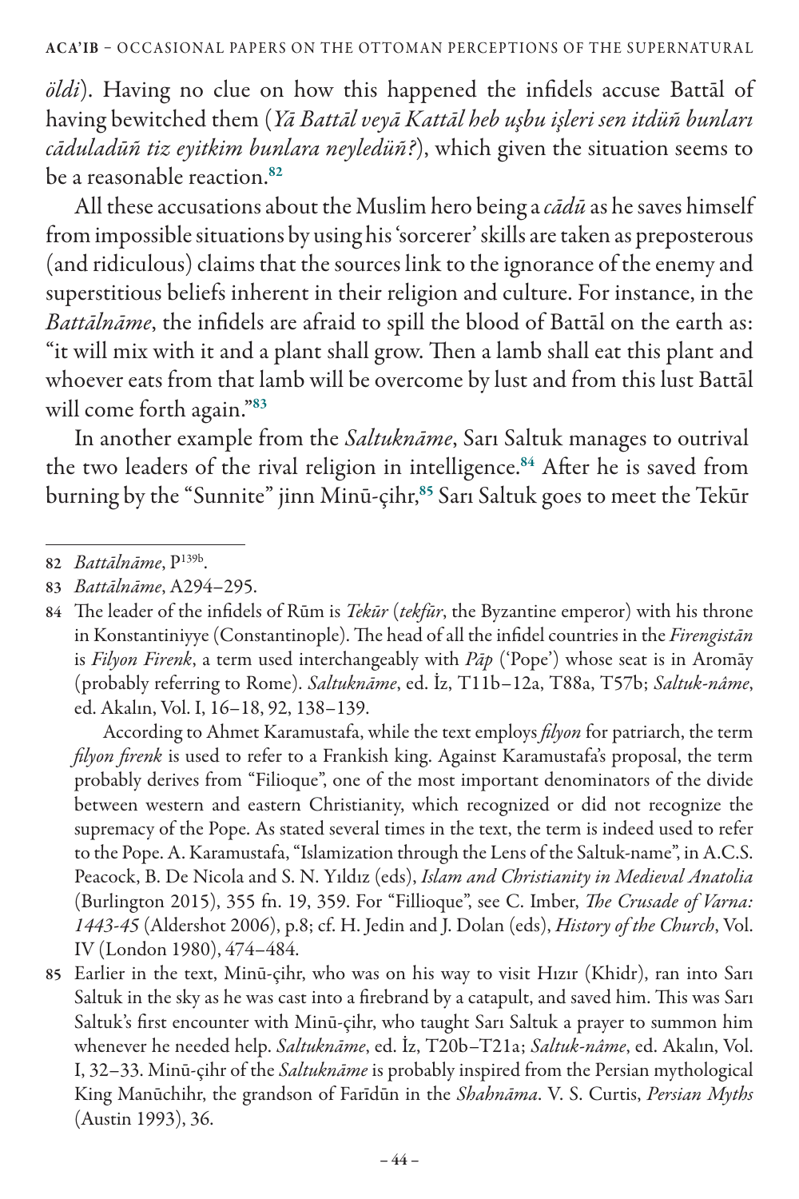*öldi*). Having no clue on how this happened the infidels accuse Battāl of having bewitched them (*Yā Battāl veyā Kattāl heb uşbu işleri sen itdüñ bunları cāduladüñ tiz eyitkim bunlara neyledüñ?*), which given the situation seems to be a reasonable reaction.[82]

All these accusations about the Muslim hero being a *cādū* as he saves himself from impossible situations by using his 'sorcerer' skills are taken as preposterous (and ridiculous) claims that the sources link to the ignorance of the enemy and superstitious beliefs inherent in their religion and culture. For instance, in the *Battālnāme*, the infidels are afraid to spill the blood of Battāl on the earth as: "it will mix with it and a plant shall grow. Then a lamb shall eat this plant and whoever eats from that lamb will be overcome by lust and from this lust Battāl will come forth again."[83]

In another example from the *Saltuknāme*, Sarı Saltuk manages to outrival the two leaders of the rival religion in intelligence.[84] After he is saved from burning by the "Sunnite" jinn Minū-çihr,[85] Sarı Saltuk goes to meet the Tekūr

---

82 *Battālnāme*, P139b.

83 *Battālnāme*, A294–295.

84 The leader of the infidels of Rūm is *Tekūr* (*tekfūr*, the Byzantine emperor) with his throne in Konstantiniyye (Constantinople). The head of all the infidel countries in the *Firengistān* is *Filyon Firenk*, a term used interchangeably with *Pāp* ('Pope') whose seat is in Aromāy (probably referring to Rome). *Saltuknāme*, ed. İz, T11b–12a, T88a, T57b; *Saltuk-nâme*, ed. Akalın, Vol. I, 16–18, 92, 138–139.

According to Ahmet Karamustafa, while the text employs *filyon* for patriarch, the term *filyon firenk* is used to refer to a Frankish king. Against Karamustafa's proposal, the term probably derives from "Filioque", one of the most important denominators of the divide between western and eastern Christianity, which recognized or did not recognize the supremacy of the Pope. As stated several times in the text, the term is indeed used to refer to the Pope. A. Karamustafa, "Islamization through the Lens of the Saltuk-name", in A.C.S. Peacock, B. De Nicola and S. N. Yıldız (eds), *Islam and Christianity in Medieval Anatolia* (Burlington 2015), 355 fn. 19, 359. For "Fillioque", see C. Imber, *The Crusade of Varna: 1443-45* (Aldershot 2006), p.8; cf. H. Jedin and J. Dolan (eds), *History of the Church*, Vol. IV (London 1980), 474–484.

85 Earlier in the text, Minū-çihr, who was on his way to visit Hızır (Khidr), ran into Sarı Saltuk in the sky as he was cast into a firebrand by a catapult, and saved him. This was Sarı Saltuk's first encounter with Minū-çihr, who taught Sarı Saltuk a prayer to summon him whenever he needed help. *Saltuknāme*, ed. İz, T20b–T21a; *Saltuk-nâme*, ed. Akalın, Vol. I, 32–33. Minū-çihr of the *Saltuknāme* is probably inspired from the Persian mythological King Manūchihr, the grandson of Farīdūn in the *Shahnāma*. V. S. Curtis, *Persian Myths* (Austin 1993), 36.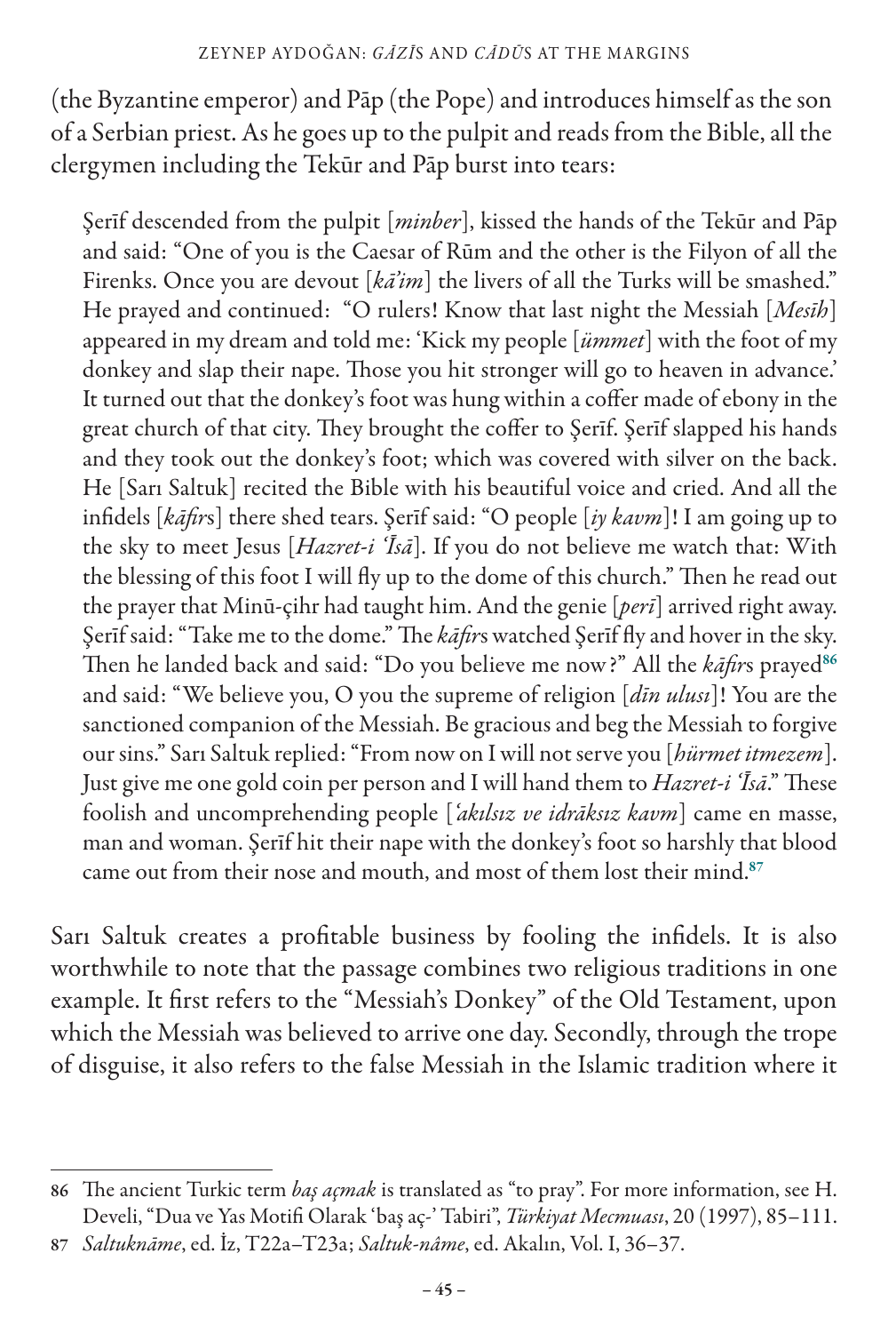(the Byzantine emperor) and Pāp (the Pope) and introduces himself as the son of a Serbian priest. As he goes up to the pulpit and reads from the Bible, all the clergymen including the Tekūr and Pāp burst into tears:

> Şerīf descended from the pulpit [*minber*], kissed the hands of the Tekūr and Pāp and said: "One of you is the Caesar of Rūm and the other is the Filyon of all the Firenks. Once you are devout [*kā'im*] the livers of all the Turks will be smashed." He prayed and continued: "O rulers! Know that last night the Messiah [*Mesīh*] appeared in my dream and told me: 'Kick my people [*ümmet*] with the foot of my donkey and slap their nape. Those you hit stronger will go to heaven in advance.' It turned out that the donkey's foot was hung within a coffer made of ebony in the great church of that city. They brought the coffer to Şerīf. Şerīf slapped his hands and they took out the donkey's foot; which was covered with silver on the back. He [Sarı Saltuk] recited the Bible with his beautiful voice and cried. And all the infidels [*kāfir*s] there shed tears. Şerīf said: "O people [*iy kavm*]! I am going up to the sky to meet Jesus [*Hazret-i 'Īsā*]. If you do not believe me watch that: With the blessing of this foot I will fly up to the dome of this church." Then he read out the prayer that Minū-çihr had taught him. And the genie [*perī*] arrived right away. Şerīf said: "Take me to the dome." The *kāfir*s watched Şerīf fly and hover in the sky. Then he landed back and said: "Do you believe me now?" All the *kāfir*s prayed[86] and said: "We believe you, O you the supreme of religion [*dīn ulusı*]! You are the sanctioned companion of the Messiah. Be gracious and beg the Messiah to forgive our sins." Sarı Saltuk replied: "From now on I will not serve you [*hürmet itmezem*]. Just give me one gold coin per person and I will hand them to *Hazret-i 'Īsā*." These foolish and uncomprehending people [*'akılsız ve idrāksız kavm*] came en masse, man and woman. Şerīf hit their nape with the donkey's foot so harshly that blood came out from their nose and mouth, and most of them lost their mind.[87]

Sarı Saltuk creates a profitable business by fooling the infidels. It is also worthwhile to note that the passage combines two religious traditions in one example. It first refers to the "Messiah's Donkey" of the Old Testament, upon which the Messiah was believed to arrive one day. Secondly, through the trope of disguise, it also refers to the false Messiah in the Islamic tradition where it

---

86 The ancient Turkic term *baş açmak* is translated as "to pray". For more information, see H. Develi, "Dua ve Yas Motifi Olarak 'baş aç-' Tabiri", *Türkiyat Mecmuası*, 20 (1997), 85–111.

87 *Saltuknāme*, ed. İz, T22a–T23a; *Saltuk-nâme*, ed. Akalın, Vol. I, 36–37.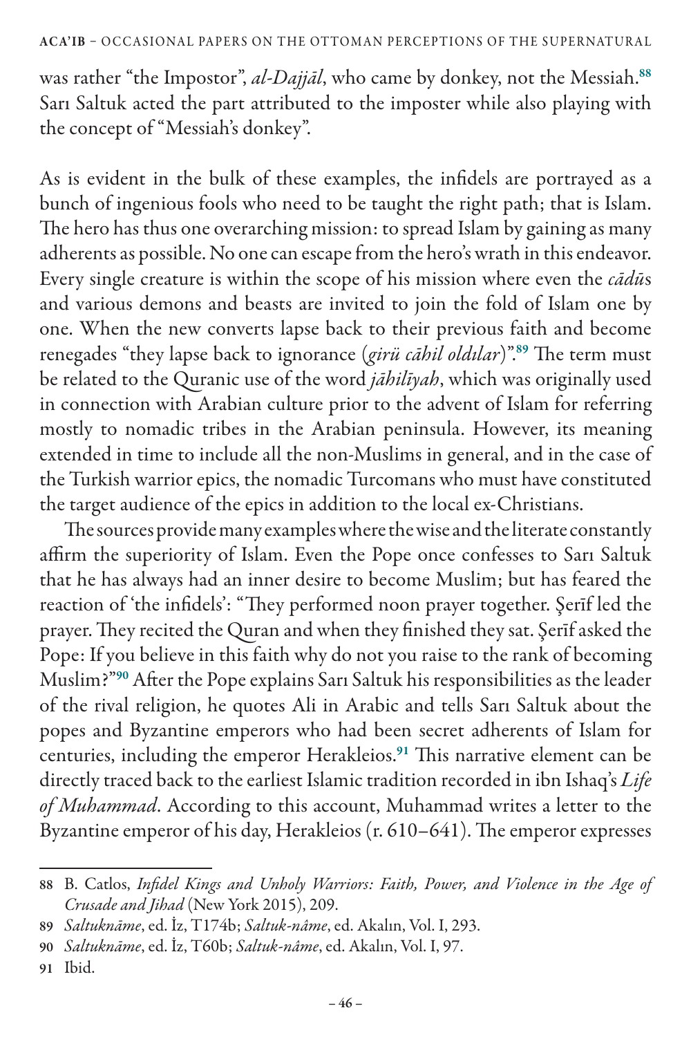was rather "the Impostor", *al-Dajjāl*, who came by donkey, not the Messiah.[88] Sarı Saltuk acted the part attributed to the imposter while also playing with the concept of "Messiah's donkey".

As is evident in the bulk of these examples, the infidels are portrayed as a bunch of ingenious fools who need to be taught the right path; that is Islam. The hero has thus one overarching mission: to spread Islam by gaining as many adherents as possible. No one can escape from the hero's wrath in this endeavor. Every single creature is within the scope of his mission where even the *cādū*s and various demons and beasts are invited to join the fold of Islam one by one. When the new converts lapse back to their previous faith and become renegades "they lapse back to ignorance (*girü cāhil oldılar*)".[89] The term must be related to the Quranic use of the word *jāhilīyah*, which was originally used in connection with Arabian culture prior to the advent of Islam for referring mostly to nomadic tribes in the Arabian peninsula. However, its meaning extended in time to include all the non-Muslims in general, and in the case of the Turkish warrior epics, the nomadic Turcomans who must have constituted the target audience of the epics in addition to the local ex-Christians.

The sources provide many examples where the wise and the literate constantly affirm the superiority of Islam. Even the Pope once confesses to Sarı Saltuk that he has always had an inner desire to become Muslim; but has feared the reaction of 'the infidels': "They performed noon prayer together. Şerīf led the prayer. They recited the Quran and when they finished they sat. Şerīf asked the Pope: If you believe in this faith why do not you raise to the rank of becoming Muslim?"[90] After the Pope explains Sarı Saltuk his responsibilities as the leader of the rival religion, he quotes Ali in Arabic and tells Sarı Saltuk about the popes and Byzantine emperors who had been secret adherents of Islam for centuries, including the emperor Herakleios.[91] This narrative element can be directly traced back to the earliest Islamic tradition recorded in ibn Ishaq's *Life of Muhammad*. According to this account, Muhammad writes a letter to the Byzantine emperor of his day, Herakleios (r. 610–641). The emperor expresses

88 B. Catlos, *Infidel Kings and Unholy Warriors: Faith, Power, and Violence in the Age of Crusade and Jihad* (New York 2015), 209.

89 *Saltuknāme*, ed. İz, T174b; *Saltuk-nâme*, ed. Akalın, Vol. I, 293.

90 *Saltuknāme*, ed. İz, T60b; *Saltuk-nâme*, ed. Akalın, Vol. I, 97.

91 Ibid.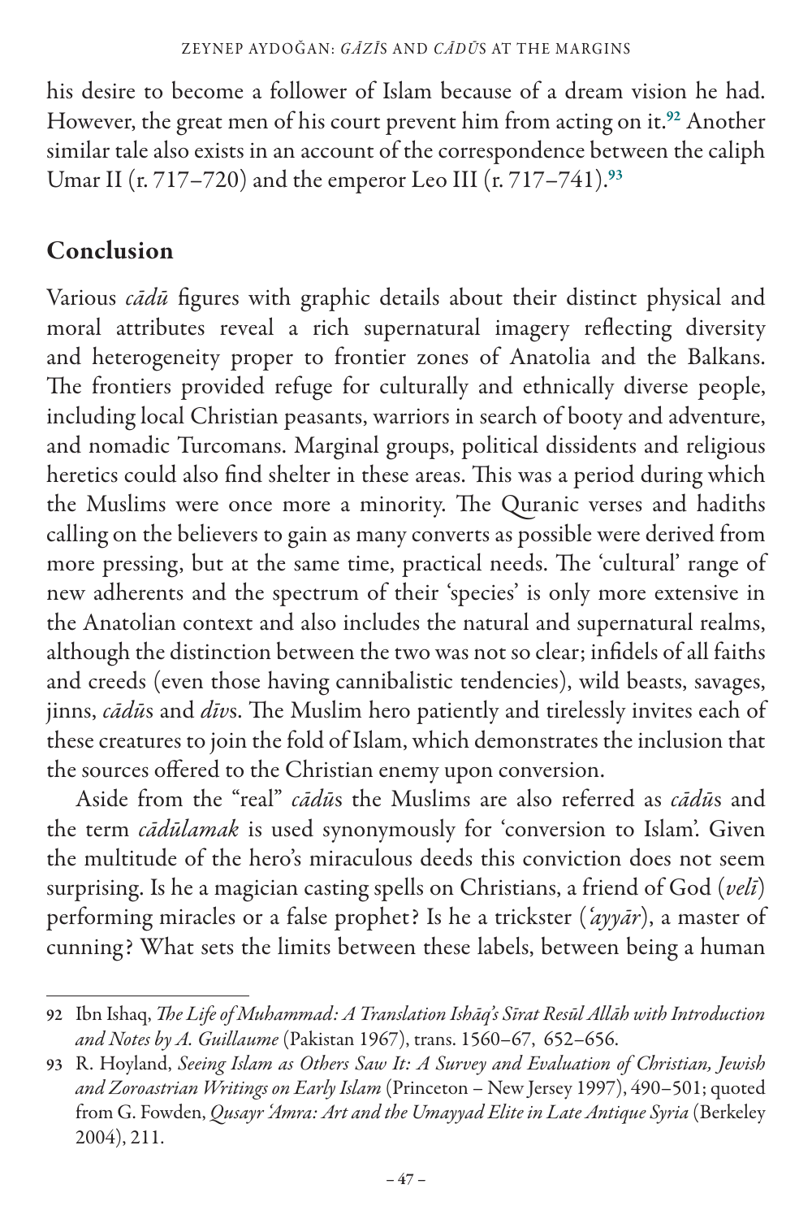his desire to become a follower of Islam because of a dream vision he had. However, the great men of his court prevent him from acting on it.[92] Another similar tale also exists in an account of the correspondence between the caliph Umar II (r. 717–720) and the emperor Leo III (r. 717–741).[93]

## Conclusion

Various *cādū* figures with graphic details about their distinct physical and moral attributes reveal a rich supernatural imagery reflecting diversity and heterogeneity proper to frontier zones of Anatolia and the Balkans. The frontiers provided refuge for culturally and ethnically diverse people, including local Christian peasants, warriors in search of booty and adventure, and nomadic Turcomans. Marginal groups, political dissidents and religious heretics could also find shelter in these areas. This was a period during which the Muslims were once more a minority. The Quranic verses and hadiths calling on the believers to gain as many converts as possible were derived from more pressing, but at the same time, practical needs. The 'cultural' range of new adherents and the spectrum of their 'species' is only more extensive in the Anatolian context and also includes the natural and supernatural realms, although the distinction between the two was not so clear; infidels of all faiths and creeds (even those having cannibalistic tendencies), wild beasts, savages, jinns, *cādū*s and *dīv*s. The Muslim hero patiently and tirelessly invites each of these creatures to join the fold of Islam, which demonstrates the inclusion that the sources offered to the Christian enemy upon conversion.

Aside from the "real" *cādū*s the Muslims are also referred as *cādū*s and the term *cādūlamak* is used synonymously for 'conversion to Islam'. Given the multitude of the hero's miraculous deeds this conviction does not seem surprising. Is he a magician casting spells on Christians, a friend of God (*velī*) performing miracles or a false prophet? Is he a trickster (*'ayyār*), a master of cunning? What sets the limits between these labels, between being a human

---

92 Ibn Ishaq, *The Life of Muhammad: A Translation Ishāq's Sīrat Resūl Allāh with Introduction and Notes by A. Guillaume* (Pakistan 1967), trans. 1560–67, 652–656.

93 R. Hoyland, *Seeing Islam as Others Saw It: A Survey and Evaluation of Christian, Jewish and Zoroastrian Writings on Early Islam* (Princeton – New Jersey 1997), 490–501; quoted from G. Fowden, *Qusayr 'Amra: Art and the Umayyad Elite in Late Antique Syria* (Berkeley 2004), 211.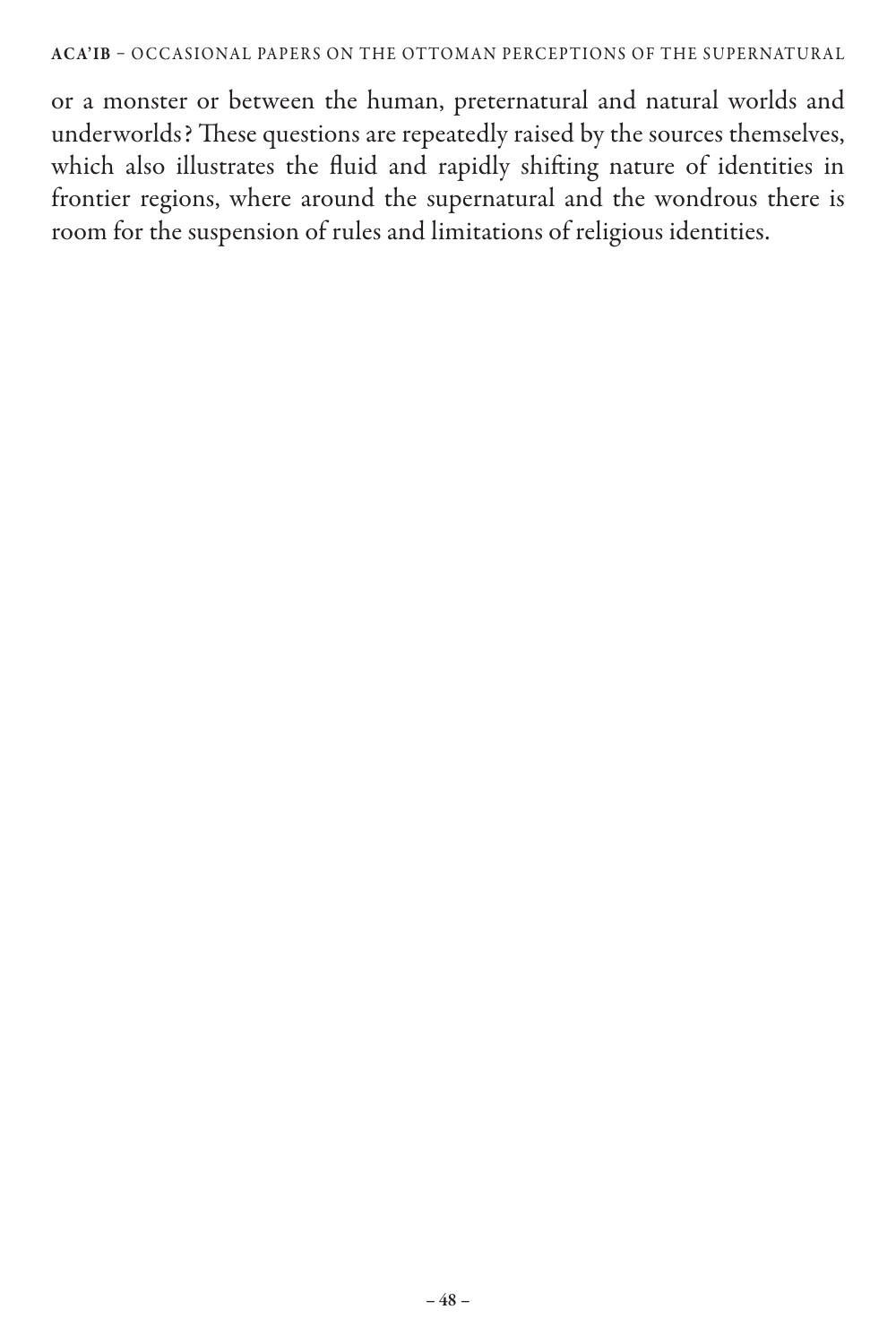or a monster or between the human, preternatural and natural worlds and underworlds? These questions are repeatedly raised by the sources themselves, which also illustrates the fluid and rapidly shifting nature of identities in frontier regions, where around the supernatural and the wondrous there is room for the suspension of rules and limitations of religious identities.